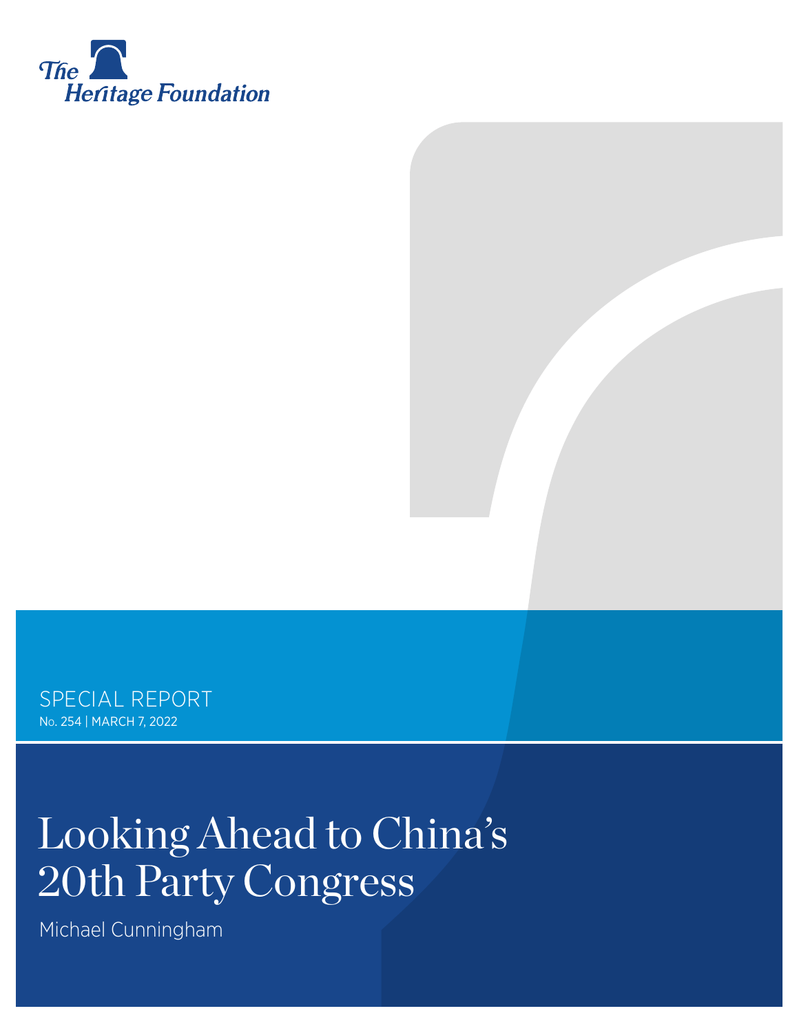The Heritage Foundation

SPECIAL REPORT

No. 254 | MARCH 7, 2022

# Looking Ahead to China's 20th Party Congress

Michael Cunningham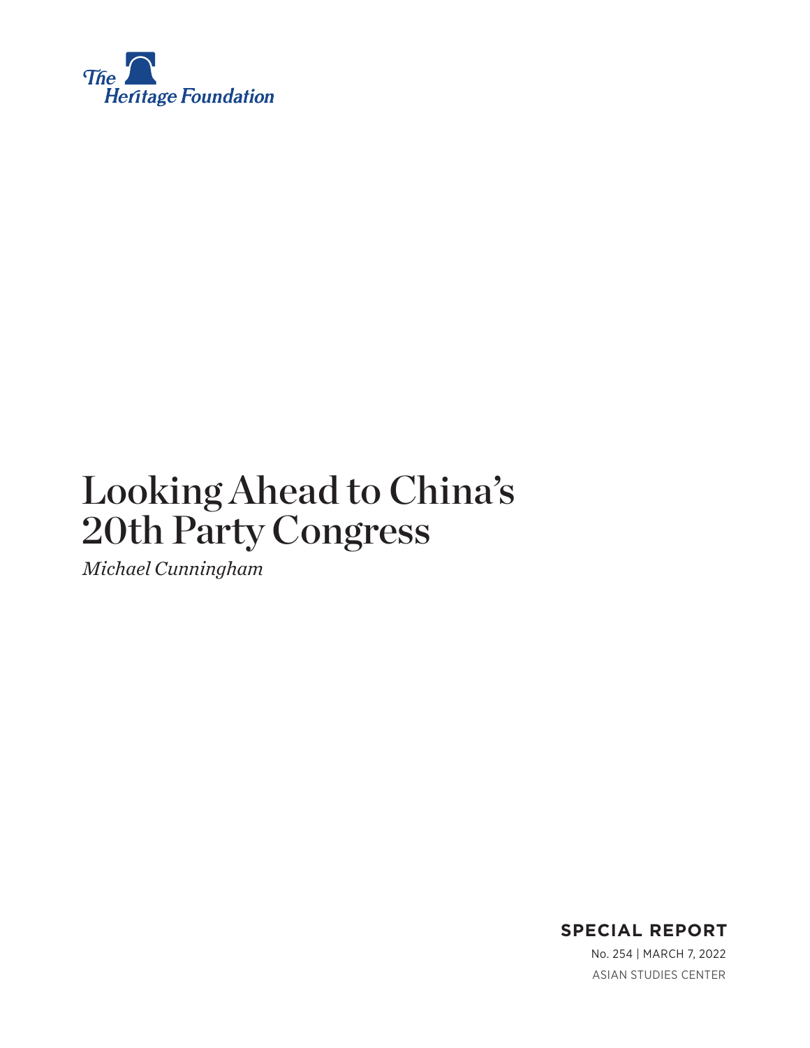# Looking Ahead to China's 20th Party Congress

*Michael Cunningham*

**SPECIAL REPORT**

No. 254 | March 7, 2022

ASIAN STUDIES CENTER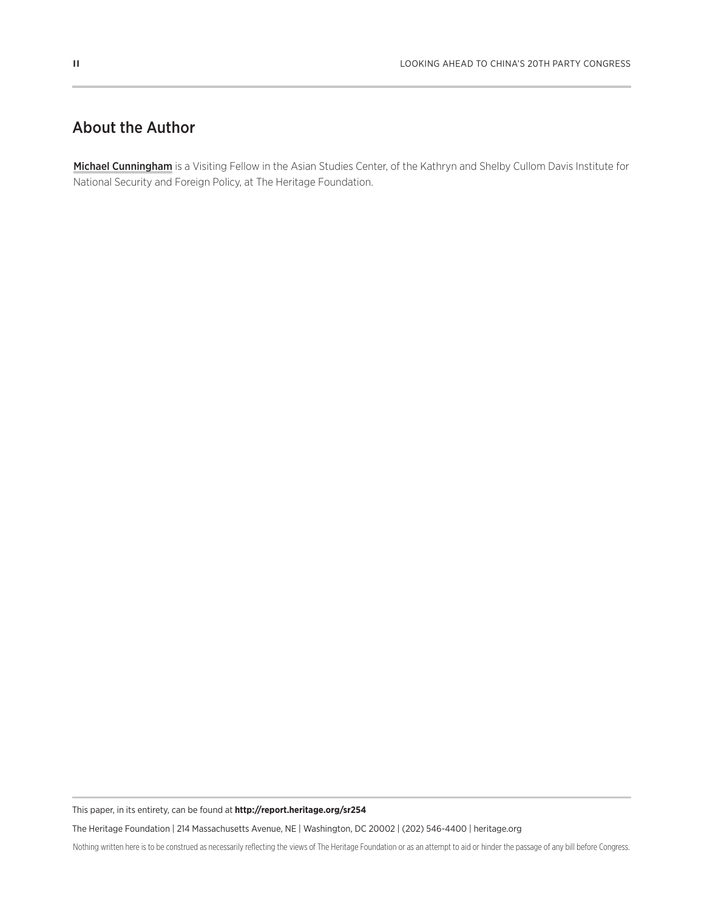## About the Author

**Michael Cunningham** is a Visiting Fellow in the Asian Studies Center, of the Kathryn and Shelby Cullom Davis Institute for National Security and Foreign Policy, at The Heritage Foundation.

This paper, in its entirety, can be found at **http://report.heritage.org/sr254**

The Heritage Foundation | 214 Massachusetts Avenue, NE | Washington, DC 20002 | (202) 546-4400 | heritage.org

Nothing written here is to be construed as necessarily reflecting the views of The Heritage Foundation or as an attempt to aid or hinder the passage of any bill before Congress.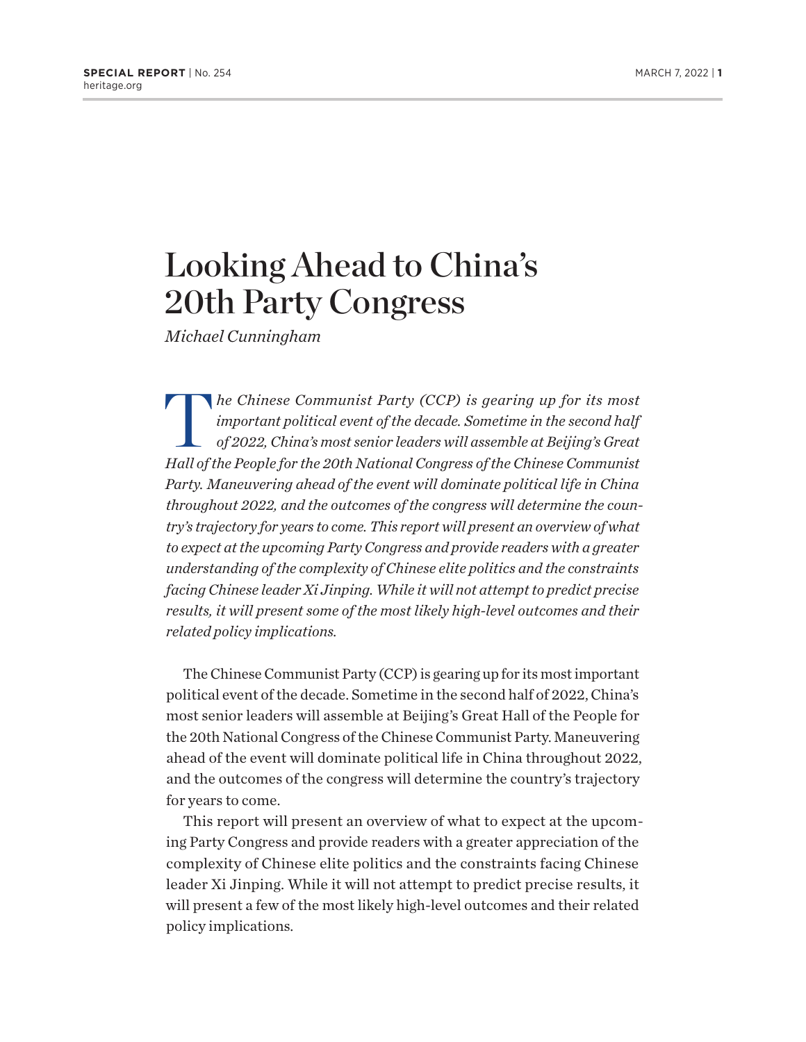# Looking Ahead to China's 20th Party Congress

*Michael Cunningham*

*The Chinese Communist Party (CCP) is gearing up for its most important political event of the decade. Sometime in the second half of 2022, China's most senior leaders will assemble at Beijing's Great Hall of the People for the 20th National Congress of the Chinese Communist Party. Maneuvering ahead of the event will dominate political life in China throughout 2022, and the outcomes of the congress will determine the country's trajectory for years to come. This report will present an overview of what to expect at the upcoming Party Congress and provide readers with a greater understanding of the complexity of Chinese elite politics and the constraints facing Chinese leader Xi Jinping. While it will not attempt to predict precise results, it will present some of the most likely high-level outcomes and their related policy implications.*

The Chinese Communist Party (CCP) is gearing up for its most important political event of the decade. Sometime in the second half of 2022, China's most senior leaders will assemble at Beijing's Great Hall of the People for the 20th National Congress of the Chinese Communist Party. Maneuvering ahead of the event will dominate political life in China throughout 2022, and the outcomes of the congress will determine the country's trajectory for years to come.

This report will present an overview of what to expect at the upcoming Party Congress and provide readers with a greater appreciation of the complexity of Chinese elite politics and the constraints facing Chinese leader Xi Jinping. While it will not attempt to predict precise results, it will present a few of the most likely high-level outcomes and their related policy implications.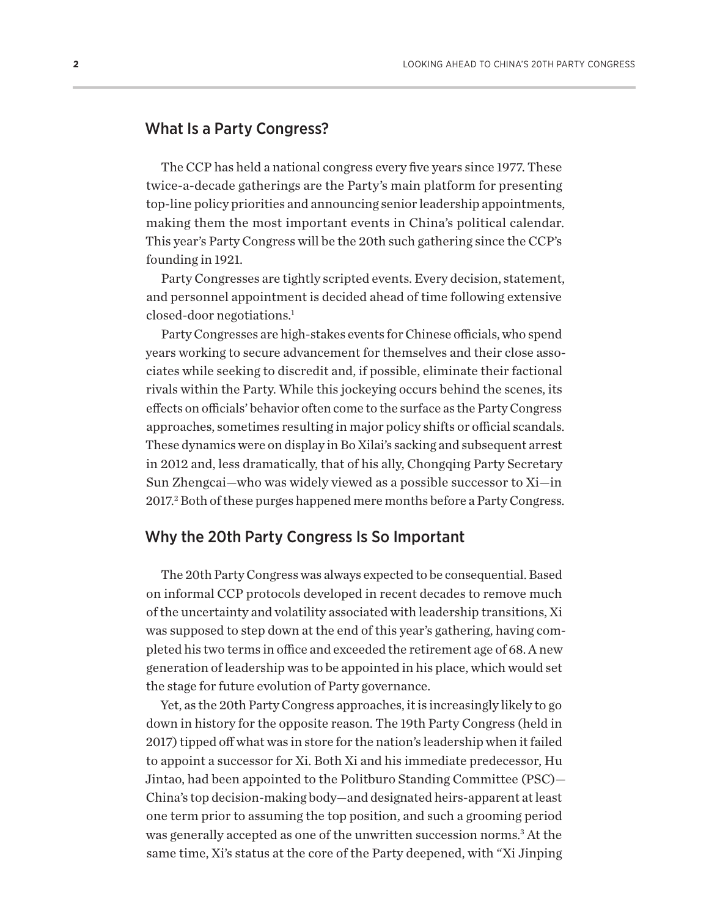## What Is a Party Congress?

The CCP has held a national congress every five years since 1977. These twice-a-decade gatherings are the Party's main platform for presenting top-line policy priorities and announcing senior leadership appointments, making them the most important events in China's political calendar. This year's Party Congress will be the 20th such gathering since the CCP's founding in 1921.

Party Congresses are tightly scripted events. Every decision, statement, and personnel appointment is decided ahead of time following extensive closed-door negotiations.[1]

Party Congresses are high-stakes events for Chinese officials, who spend years working to secure advancement for themselves and their close associates while seeking to discredit and, if possible, eliminate their factional rivals within the Party. While this jockeying occurs behind the scenes, its effects on officials' behavior often come to the surface as the Party Congress approaches, sometimes resulting in major policy shifts or official scandals. These dynamics were on display in Bo Xilai's sacking and subsequent arrest in 2012 and, less dramatically, that of his ally, Chongqing Party Secretary Sun Zhengcai—who was widely viewed as a possible successor to Xi—in 2017.[2] Both of these purges happened mere months before a Party Congress.

## Why the 20th Party Congress Is So Important

The 20th Party Congress was always expected to be consequential. Based on informal CCP protocols developed in recent decades to remove much of the uncertainty and volatility associated with leadership transitions, Xi was supposed to step down at the end of this year's gathering, having completed his two terms in office and exceeded the retirement age of 68. A new generation of leadership was to be appointed in his place, which would set the stage for future evolution of Party governance.

Yet, as the 20th Party Congress approaches, it is increasingly likely to go down in history for the opposite reason. The 19th Party Congress (held in 2017) tipped off what was in store for the nation's leadership when it failed to appoint a successor for Xi. Both Xi and his immediate predecessor, Hu Jintao, had been appointed to the Politburo Standing Committee (PSC)—China's top decision-making body—and designated heirs-apparent at least one term prior to assuming the top position, and such a grooming period was generally accepted as one of the unwritten succession norms.[3] At the same time, Xi's status at the core of the Party deepened, with "Xi Jinping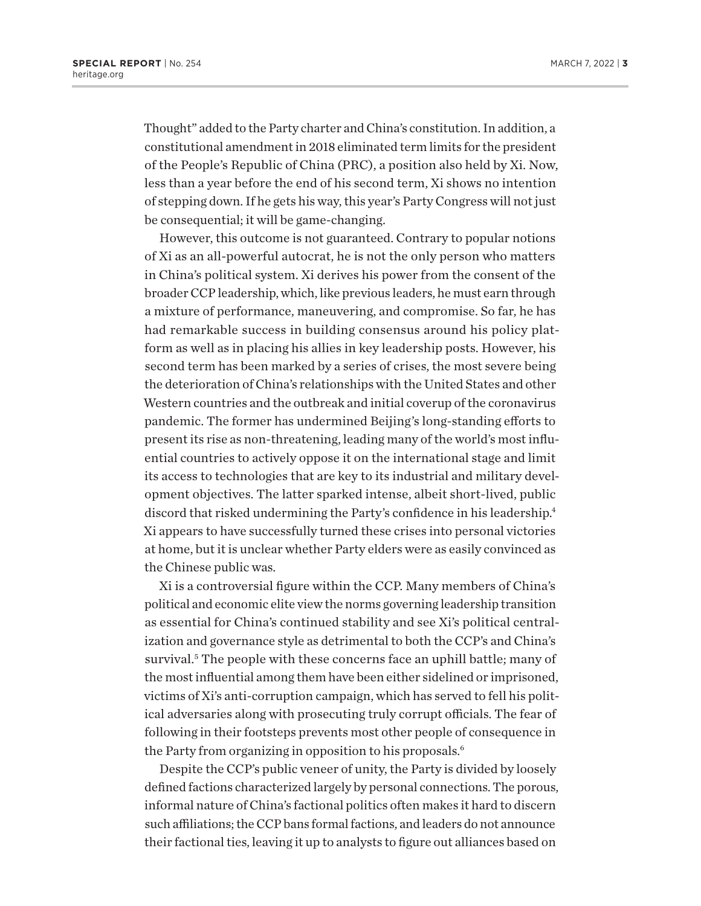Thought" added to the Party charter and China's constitution. In addition, a constitutional amendment in 2018 eliminated term limits for the president of the People's Republic of China (PRC), a position also held by Xi. Now, less than a year before the end of his second term, Xi shows no intention of stepping down. If he gets his way, this year's Party Congress will not just be consequential; it will be game-changing.

However, this outcome is not guaranteed. Contrary to popular notions of Xi as an all-powerful autocrat, he is not the only person who matters in China's political system. Xi derives his power from the consent of the broader CCP leadership, which, like previous leaders, he must earn through a mixture of performance, maneuvering, and compromise. So far, he has had remarkable success in building consensus around his policy platform as well as in placing his allies in key leadership posts. However, his second term has been marked by a series of crises, the most severe being the deterioration of China's relationships with the United States and other Western countries and the outbreak and initial coverup of the coronavirus pandemic. The former has undermined Beijing's long-standing efforts to present its rise as non-threatening, leading many of the world's most influential countries to actively oppose it on the international stage and limit its access to technologies that are key to its industrial and military development objectives. The latter sparked intense, albeit short-lived, public discord that risked undermining the Party's confidence in his leadership.[4] Xi appears to have successfully turned these crises into personal victories at home, but it is unclear whether Party elders were as easily convinced as the Chinese public was.

Xi is a controversial figure within the CCP. Many members of China's political and economic elite view the norms governing leadership transition as essential for China's continued stability and see Xi's political centralization and governance style as detrimental to both the CCP's and China's survival.[5] The people with these concerns face an uphill battle; many of the most influential among them have been either sidelined or imprisoned, victims of Xi's anti-corruption campaign, which has served to fell his political adversaries along with prosecuting truly corrupt officials. The fear of following in their footsteps prevents most other people of consequence in the Party from organizing in opposition to his proposals.[6]

Despite the CCP's public veneer of unity, the Party is divided by loosely defined factions characterized largely by personal connections. The porous, informal nature of China's factional politics often makes it hard to discern such affiliations; the CCP bans formal factions, and leaders do not announce their factional ties, leaving it up to analysts to figure out alliances based on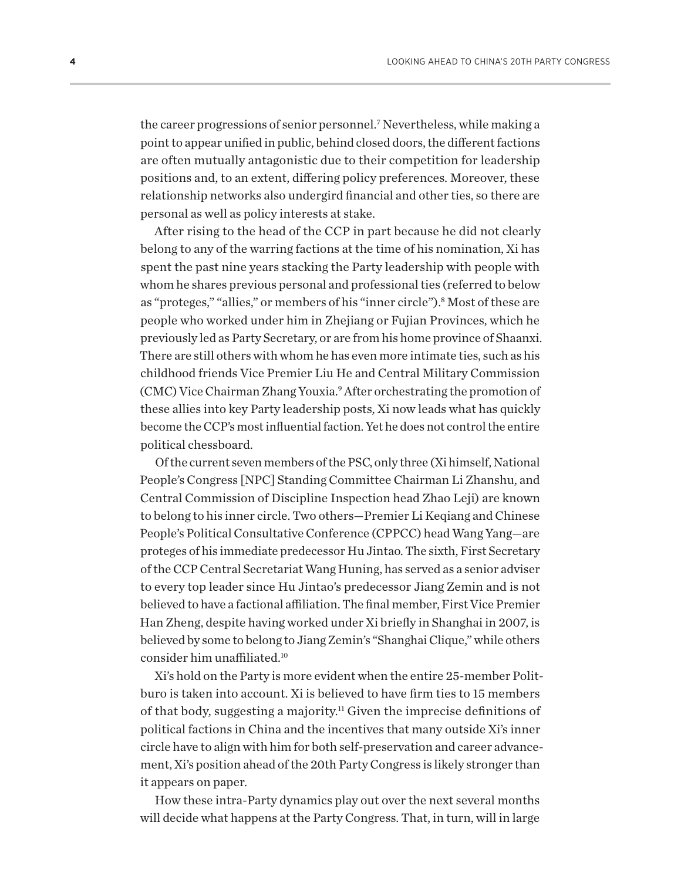the career progressions of senior personnel.[7] Nevertheless, while making a point to appear unified in public, behind closed doors, the different factions are often mutually antagonistic due to their competition for leadership positions and, to an extent, differing policy preferences. Moreover, these relationship networks also undergird financial and other ties, so there are personal as well as policy interests at stake.

After rising to the head of the CCP in part because he did not clearly belong to any of the warring factions at the time of his nomination, Xi has spent the past nine years stacking the Party leadership with people with whom he shares previous personal and professional ties (referred to below as "proteges," "allies," or members of his "inner circle").[8] Most of these are people who worked under him in Zhejiang or Fujian Provinces, which he previously led as Party Secretary, or are from his home province of Shaanxi. There are still others with whom he has even more intimate ties, such as his childhood friends Vice Premier Liu He and Central Military Commission (CMC) Vice Chairman Zhang Youxia.[9] After orchestrating the promotion of these allies into key Party leadership posts, Xi now leads what has quickly become the CCP's most influential faction. Yet he does not control the entire political chessboard.

Of the current seven members of the PSC, only three (Xi himself, National People's Congress [NPC] Standing Committee Chairman Li Zhanshu, and Central Commission of Discipline Inspection head Zhao Leji) are known to belong to his inner circle. Two others—Premier Li Keqiang and Chinese People's Political Consultative Conference (CPPCC) head Wang Yang—are proteges of his immediate predecessor Hu Jintao. The sixth, First Secretary of the CCP Central Secretariat Wang Huning, has served as a senior adviser to every top leader since Hu Jintao's predecessor Jiang Zemin and is not believed to have a factional affiliation. The final member, First Vice Premier Han Zheng, despite having worked under Xi briefly in Shanghai in 2007, is believed by some to belong to Jiang Zemin's "Shanghai Clique," while others consider him unaffiliated.[10]

Xi's hold on the Party is more evident when the entire 25-member Politburo is taken into account. Xi is believed to have firm ties to 15 members of that body, suggesting a majority.[11] Given the imprecise definitions of political factions in China and the incentives that many outside Xi's inner circle have to align with him for both self-preservation and career advancement, Xi's position ahead of the 20th Party Congress is likely stronger than it appears on paper.

How these intra-Party dynamics play out over the next several months will decide what happens at the Party Congress. That, in turn, will in large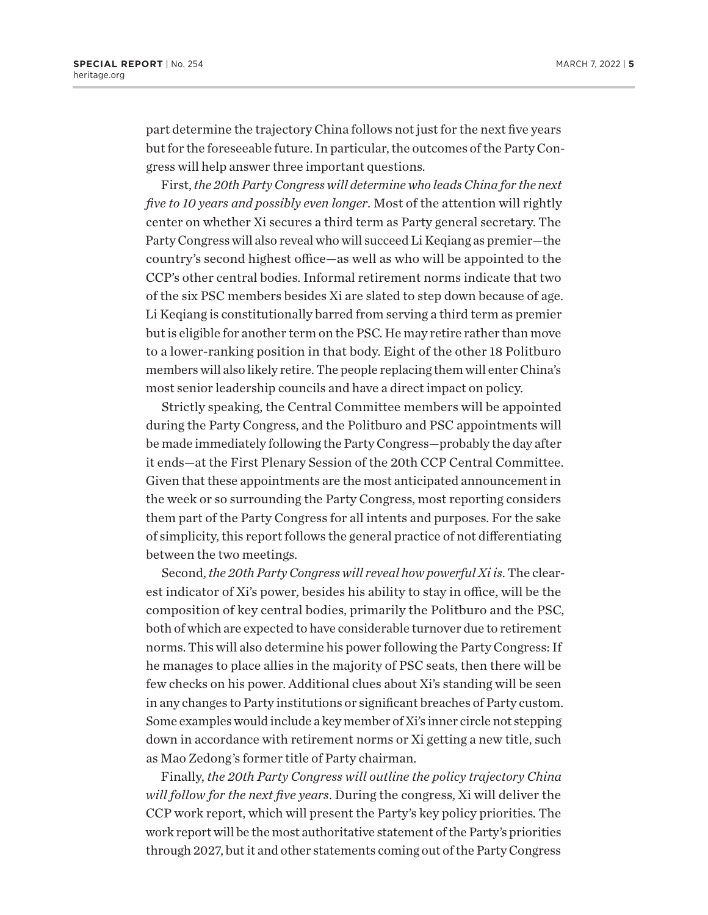part determine the trajectory China follows not just for the next five years but for the foreseeable future. In particular, the outcomes of the Party Congress will help answer three important questions.

First, *the 20th Party Congress will determine who leads China for the next five to 10 years and possibly even longer*. Most of the attention will rightly center on whether Xi secures a third term as Party general secretary. The Party Congress will also reveal who will succeed Li Keqiang as premier—the country's second highest office—as well as who will be appointed to the CCP's other central bodies. Informal retirement norms indicate that two of the six PSC members besides Xi are slated to step down because of age. Li Keqiang is constitutionally barred from serving a third term as premier but is eligible for another term on the PSC. He may retire rather than move to a lower-ranking position in that body. Eight of the other 18 Politburo members will also likely retire. The people replacing them will enter China's most senior leadership councils and have a direct impact on policy.

Strictly speaking, the Central Committee members will be appointed during the Party Congress, and the Politburo and PSC appointments will be made immediately following the Party Congress—probably the day after it ends—at the First Plenary Session of the 20th CCP Central Committee. Given that these appointments are the most anticipated announcement in the week or so surrounding the Party Congress, most reporting considers them part of the Party Congress for all intents and purposes. For the sake of simplicity, this report follows the general practice of not differentiating between the two meetings.

Second, *the 20th Party Congress will reveal how powerful Xi is*. The clearest indicator of Xi's power, besides his ability to stay in office, will be the composition of key central bodies, primarily the Politburo and the PSC, both of which are expected to have considerable turnover due to retirement norms. This will also determine his power following the Party Congress: If he manages to place allies in the majority of PSC seats, then there will be few checks on his power. Additional clues about Xi's standing will be seen in any changes to Party institutions or significant breaches of Party custom. Some examples would include a key member of Xi's inner circle not stepping down in accordance with retirement norms or Xi getting a new title, such as Mao Zedong's former title of Party chairman.

Finally, *the 20th Party Congress will outline the policy trajectory China will follow for the next five years*. During the congress, Xi will deliver the CCP work report, which will present the Party's key policy priorities. The work report will be the most authoritative statement of the Party's priorities through 2027, but it and other statements coming out of the Party Congress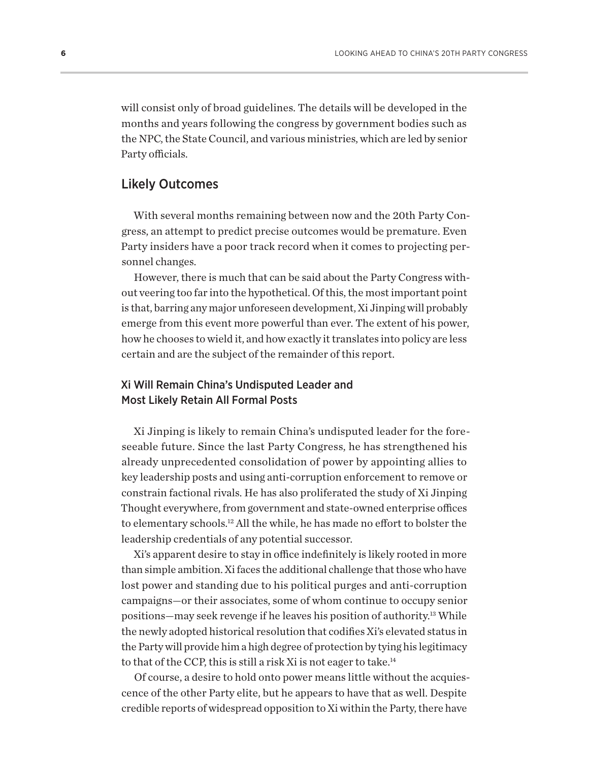will consist only of broad guidelines. The details will be developed in the months and years following the congress by government bodies such as the NPC, the State Council, and various ministries, which are led by senior Party officials.

## Likely Outcomes

With several months remaining between now and the 20th Party Congress, an attempt to predict precise outcomes would be premature. Even Party insiders have a poor track record when it comes to projecting personnel changes.

However, there is much that can be said about the Party Congress without veering too far into the hypothetical. Of this, the most important point is that, barring any major unforeseen development, Xi Jinping will probably emerge from this event more powerful than ever. The extent of his power, how he chooses to wield it, and how exactly it translates into policy are less certain and are the subject of the remainder of this report.

### Xi Will Remain China's Undisputed Leader and Most Likely Retain All Formal Posts

Xi Jinping is likely to remain China's undisputed leader for the foreseeable future. Since the last Party Congress, he has strengthened his already unprecedented consolidation of power by appointing allies to key leadership posts and using anti-corruption enforcement to remove or constrain factional rivals. He has also proliferated the study of Xi Jinping Thought everywhere, from government and state-owned enterprise offices to elementary schools.[12] All the while, he has made no effort to bolster the leadership credentials of any potential successor.

Xi's apparent desire to stay in office indefinitely is likely rooted in more than simple ambition. Xi faces the additional challenge that those who have lost power and standing due to his political purges and anti-corruption campaigns—or their associates, some of whom continue to occupy senior positions—may seek revenge if he leaves his position of authority.[13] While the newly adopted historical resolution that codifies Xi's elevated status in the Party will provide him a high degree of protection by tying his legitimacy to that of the CCP, this is still a risk Xi is not eager to take.[14]

Of course, a desire to hold onto power means little without the acquiescence of the other Party elite, but he appears to have that as well. Despite credible reports of widespread opposition to Xi within the Party, there have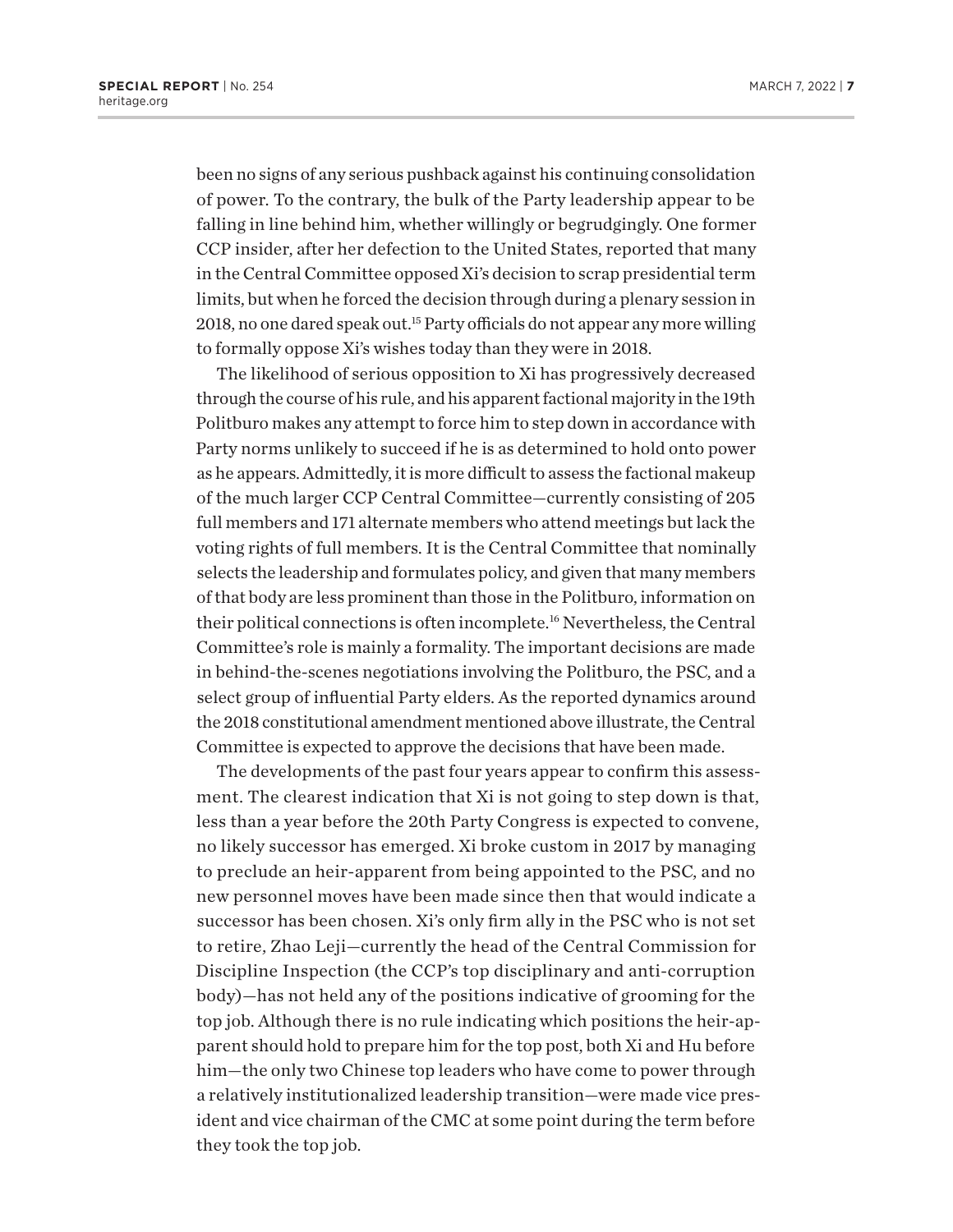been no signs of any serious pushback against his continuing consolidation of power. To the contrary, the bulk of the Party leadership appear to be falling in line behind him, whether willingly or begrudgingly. One former CCP insider, after her defection to the United States, reported that many in the Central Committee opposed Xi's decision to scrap presidential term limits, but when he forced the decision through during a plenary session in 2018, no one dared speak out.[15] Party officials do not appear any more willing to formally oppose Xi's wishes today than they were in 2018.

The likelihood of serious opposition to Xi has progressively decreased through the course of his rule, and his apparent factional majority in the 19th Politburo makes any attempt to force him to step down in accordance with Party norms unlikely to succeed if he is as determined to hold onto power as he appears. Admittedly, it is more difficult to assess the factional makeup of the much larger CCP Central Committee—currently consisting of 205 full members and 171 alternate members who attend meetings but lack the voting rights of full members. It is the Central Committee that nominally selects the leadership and formulates policy, and given that many members of that body are less prominent than those in the Politburo, information on their political connections is often incomplete.[16] Nevertheless, the Central Committee's role is mainly a formality. The important decisions are made in behind-the-scenes negotiations involving the Politburo, the PSC, and a select group of influential Party elders. As the reported dynamics around the 2018 constitutional amendment mentioned above illustrate, the Central Committee is expected to approve the decisions that have been made.

The developments of the past four years appear to confirm this assessment. The clearest indication that Xi is not going to step down is that, less than a year before the 20th Party Congress is expected to convene, no likely successor has emerged. Xi broke custom in 2017 by managing to preclude an heir-apparent from being appointed to the PSC, and no new personnel moves have been made since then that would indicate a successor has been chosen. Xi's only firm ally in the PSC who is not set to retire, Zhao Leji—currently the head of the Central Commission for Discipline Inspection (the CCP's top disciplinary and anti-corruption body)—has not held any of the positions indicative of grooming for the top job. Although there is no rule indicating which positions the heir-apparent should hold to prepare him for the top post, both Xi and Hu before him—the only two Chinese top leaders who have come to power through a relatively institutionalized leadership transition—were made vice president and vice chairman of the CMC at some point during the term before they took the top job.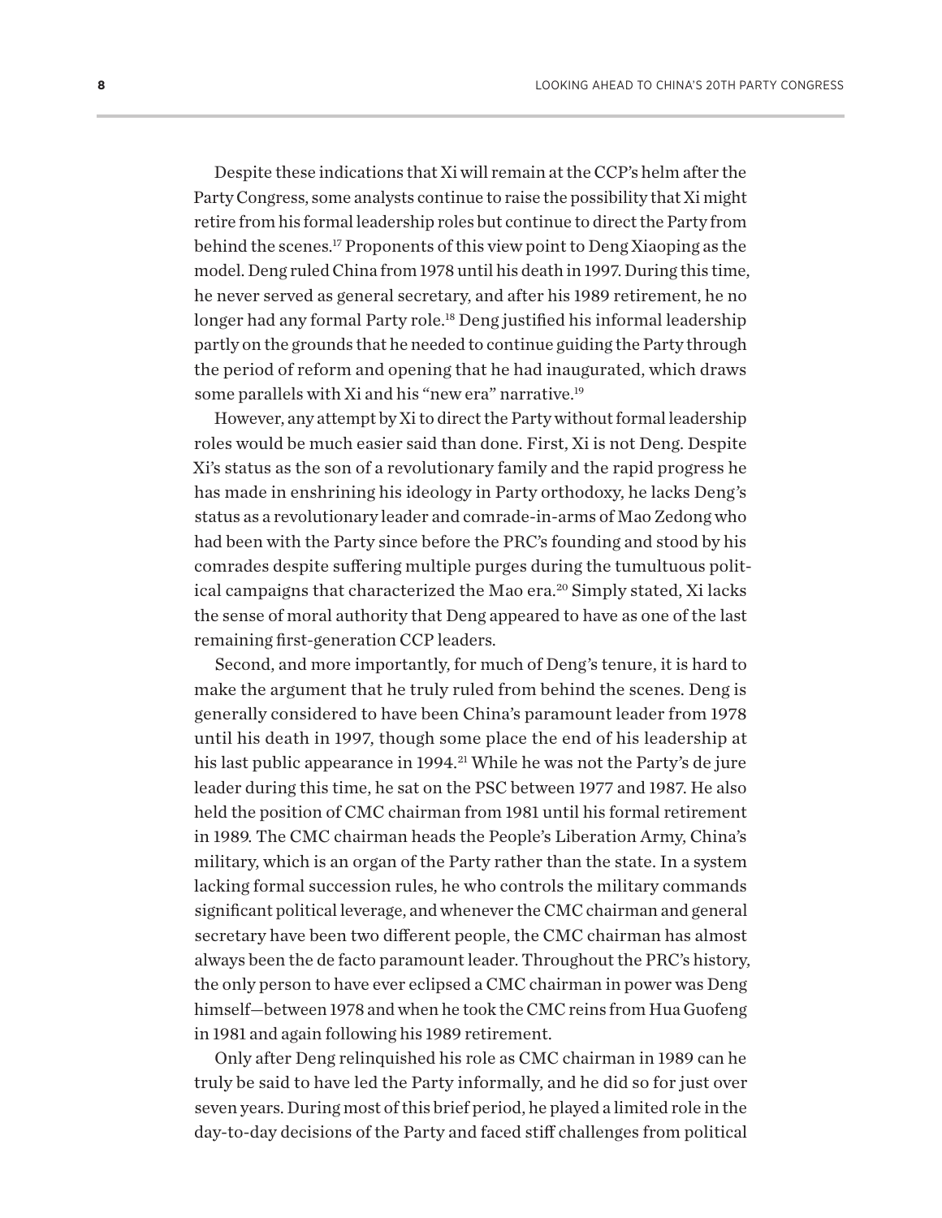Despite these indications that Xi will remain at the CCP's helm after the Party Congress, some analysts continue to raise the possibility that Xi might retire from his formal leadership roles but continue to direct the Party from behind the scenes.[17] Proponents of this view point to Deng Xiaoping as the model. Deng ruled China from 1978 until his death in 1997. During this time, he never served as general secretary, and after his 1989 retirement, he no longer had any formal Party role.[18] Deng justified his informal leadership partly on the grounds that he needed to continue guiding the Party through the period of reform and opening that he had inaugurated, which draws some parallels with Xi and his "new era" narrative.[19]

However, any attempt by Xi to direct the Party without formal leadership roles would be much easier said than done. First, Xi is not Deng. Despite Xi's status as the son of a revolutionary family and the rapid progress he has made in enshrining his ideology in Party orthodoxy, he lacks Deng's status as a revolutionary leader and comrade-in-arms of Mao Zedong who had been with the Party since before the PRC's founding and stood by his comrades despite suffering multiple purges during the tumultuous political campaigns that characterized the Mao era.[20] Simply stated, Xi lacks the sense of moral authority that Deng appeared to have as one of the last remaining first-generation CCP leaders.

Second, and more importantly, for much of Deng's tenure, it is hard to make the argument that he truly ruled from behind the scenes. Deng is generally considered to have been China's paramount leader from 1978 until his death in 1997, though some place the end of his leadership at his last public appearance in 1994.[21] While he was not the Party's de jure leader during this time, he sat on the PSC between 1977 and 1987. He also held the position of CMC chairman from 1981 until his formal retirement in 1989. The CMC chairman heads the People's Liberation Army, China's military, which is an organ of the Party rather than the state. In a system lacking formal succession rules, he who controls the military commands significant political leverage, and whenever the CMC chairman and general secretary have been two different people, the CMC chairman has almost always been the de facto paramount leader. Throughout the PRC's history, the only person to have ever eclipsed a CMC chairman in power was Deng himself—between 1978 and when he took the CMC reins from Hua Guofeng in 1981 and again following his 1989 retirement.

Only after Deng relinquished his role as CMC chairman in 1989 can he truly be said to have led the Party informally, and he did so for just over seven years. During most of this brief period, he played a limited role in the day-to-day decisions of the Party and faced stiff challenges from political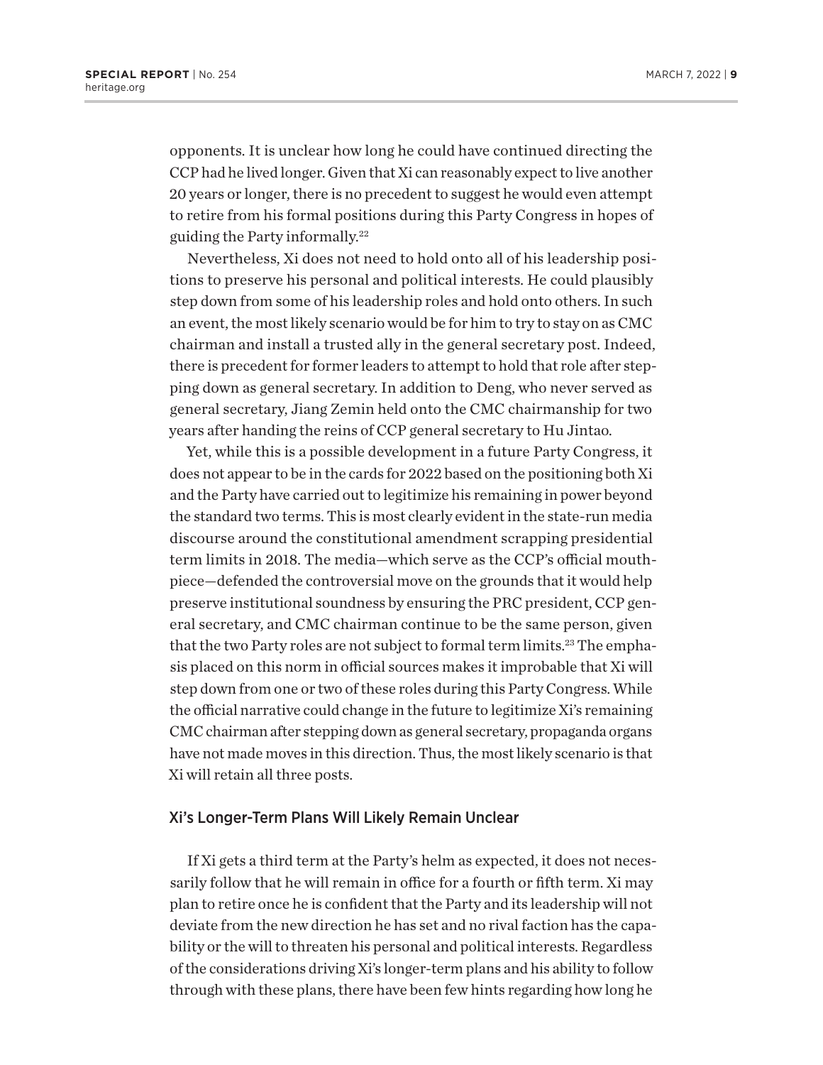opponents. It is unclear how long he could have continued directing the CCP had he lived longer. Given that Xi can reasonably expect to live another 20 years or longer, there is no precedent to suggest he would even attempt to retire from his formal positions during this Party Congress in hopes of guiding the Party informally.[22]

Nevertheless, Xi does not need to hold onto all of his leadership positions to preserve his personal and political interests. He could plausibly step down from some of his leadership roles and hold onto others. In such an event, the most likely scenario would be for him to try to stay on as CMC chairman and install a trusted ally in the general secretary post. Indeed, there is precedent for former leaders to attempt to hold that role after stepping down as general secretary. In addition to Deng, who never served as general secretary, Jiang Zemin held onto the CMC chairmanship for two years after handing the reins of CCP general secretary to Hu Jintao.

Yet, while this is a possible development in a future Party Congress, it does not appear to be in the cards for 2022 based on the positioning both Xi and the Party have carried out to legitimize his remaining in power beyond the standard two terms. This is most clearly evident in the state-run media discourse around the constitutional amendment scrapping presidential term limits in 2018. The media—which serve as the CCP's official mouthpiece—defended the controversial move on the grounds that it would help preserve institutional soundness by ensuring the PRC president, CCP general secretary, and CMC chairman continue to be the same person, given that the two Party roles are not subject to formal term limits.[23] The emphasis placed on this norm in official sources makes it improbable that Xi will step down from one or two of these roles during this Party Congress. While the official narrative could change in the future to legitimize Xi's remaining CMC chairman after stepping down as general secretary, propaganda organs have not made moves in this direction. Thus, the most likely scenario is that Xi will retain all three posts.

## Xi's Longer-Term Plans Will Likely Remain Unclear

If Xi gets a third term at the Party's helm as expected, it does not necessarily follow that he will remain in office for a fourth or fifth term. Xi may plan to retire once he is confident that the Party and its leadership will not deviate from the new direction he has set and no rival faction has the capability or the will to threaten his personal and political interests. Regardless of the considerations driving Xi's longer-term plans and his ability to follow through with these plans, there have been few hints regarding how long he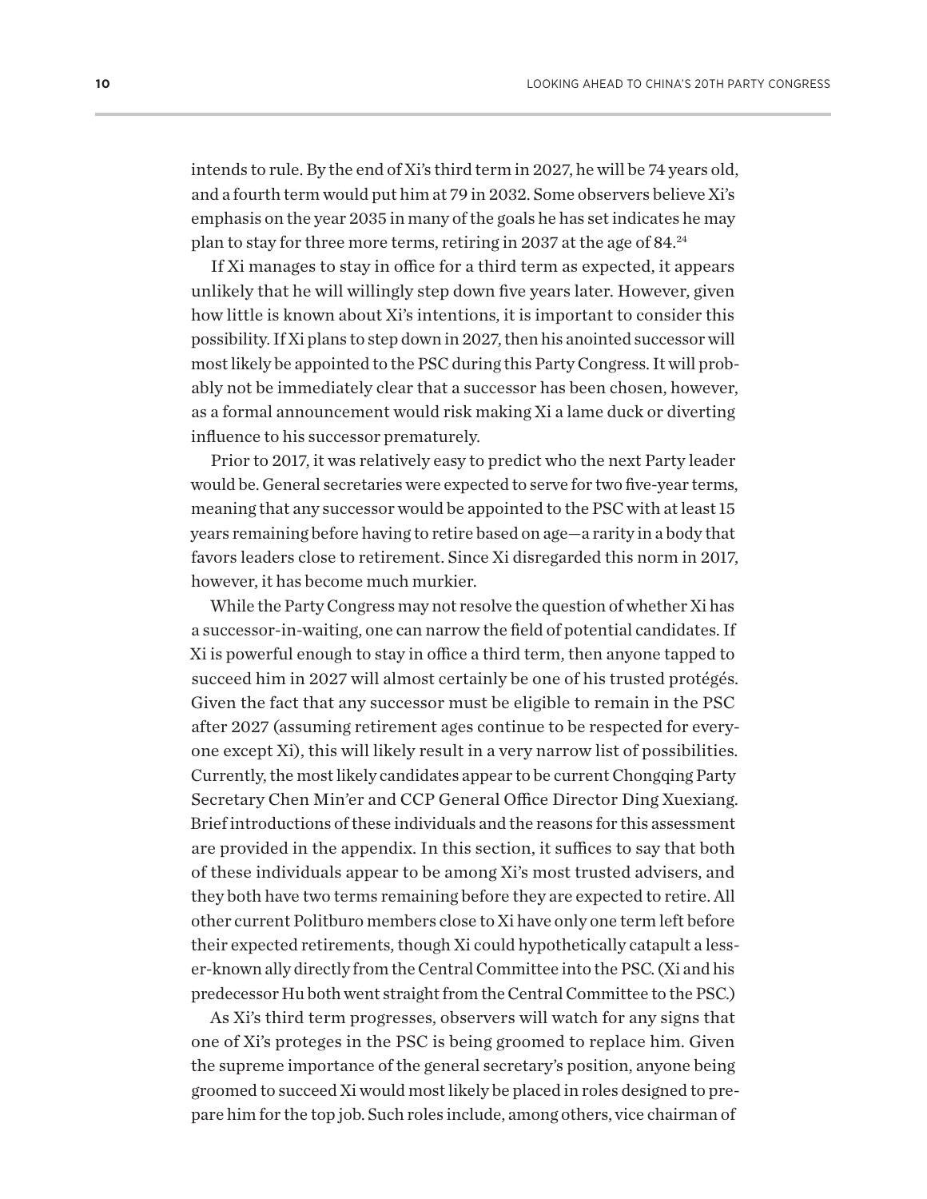intends to rule. By the end of Xi's third term in 2027, he will be 74 years old, and a fourth term would put him at 79 in 2032. Some observers believe Xi's emphasis on the year 2035 in many of the goals he has set indicates he may plan to stay for three more terms, retiring in 2037 at the age of 84.[24]

If Xi manages to stay in office for a third term as expected, it appears unlikely that he will willingly step down five years later. However, given how little is known about Xi's intentions, it is important to consider this possibility. If Xi plans to step down in 2027, then his anointed successor will most likely be appointed to the PSC during this Party Congress. It will probably not be immediately clear that a successor has been chosen, however, as a formal announcement would risk making Xi a lame duck or diverting influence to his successor prematurely.

Prior to 2017, it was relatively easy to predict who the next Party leader would be. General secretaries were expected to serve for two five-year terms, meaning that any successor would be appointed to the PSC with at least 15 years remaining before having to retire based on age—a rarity in a body that favors leaders close to retirement. Since Xi disregarded this norm in 2017, however, it has become much murkier.

While the Party Congress may not resolve the question of whether Xi has a successor-in-waiting, one can narrow the field of potential candidates. If Xi is powerful enough to stay in office a third term, then anyone tapped to succeed him in 2027 will almost certainly be one of his trusted protégés. Given the fact that any successor must be eligible to remain in the PSC after 2027 (assuming retirement ages continue to be respected for everyone except Xi), this will likely result in a very narrow list of possibilities. Currently, the most likely candidates appear to be current Chongqing Party Secretary Chen Min'er and CCP General Office Director Ding Xuexiang. Brief introductions of these individuals and the reasons for this assessment are provided in the appendix. In this section, it suffices to say that both of these individuals appear to be among Xi's most trusted advisers, and they both have two terms remaining before they are expected to retire. All other current Politburo members close to Xi have only one term left before their expected retirements, though Xi could hypothetically catapult a lesser-known ally directly from the Central Committee into the PSC. (Xi and his predecessor Hu both went straight from the Central Committee to the PSC.)

As Xi's third term progresses, observers will watch for any signs that one of Xi's proteges in the PSC is being groomed to replace him. Given the supreme importance of the general secretary's position, anyone being groomed to succeed Xi would most likely be placed in roles designed to prepare him for the top job. Such roles include, among others, vice chairman of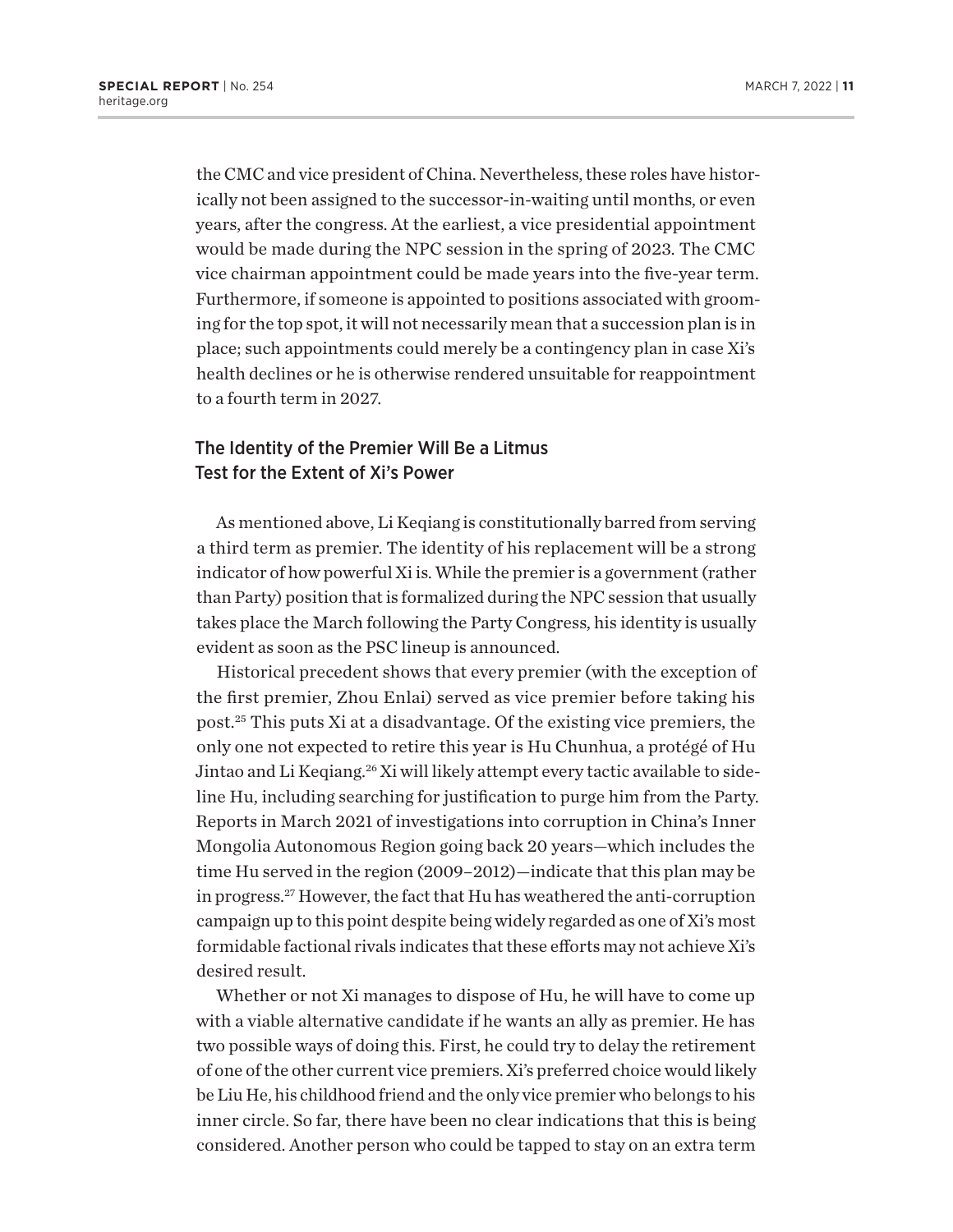the CMC and vice president of China. Nevertheless, these roles have historically not been assigned to the successor-in-waiting until months, or even years, after the congress. At the earliest, a vice presidential appointment would be made during the NPC session in the spring of 2023. The CMC vice chairman appointment could be made years into the five-year term. Furthermore, if someone is appointed to positions associated with grooming for the top spot, it will not necessarily mean that a succession plan is in place; such appointments could merely be a contingency plan in case Xi's health declines or he is otherwise rendered unsuitable for reappointment to a fourth term in 2027.

## The Identity of the Premier Will Be a Litmus Test for the Extent of Xi's Power

As mentioned above, Li Keqiang is constitutionally barred from serving a third term as premier. The identity of his replacement will be a strong indicator of how powerful Xi is. While the premier is a government (rather than Party) position that is formalized during the NPC session that usually takes place the March following the Party Congress, his identity is usually evident as soon as the PSC lineup is announced.

Historical precedent shows that every premier (with the exception of the first premier, Zhou Enlai) served as vice premier before taking his post.[25] This puts Xi at a disadvantage. Of the existing vice premiers, the only one not expected to retire this year is Hu Chunhua, a protégé of Hu Jintao and Li Keqiang.[26] Xi will likely attempt every tactic available to sideline Hu, including searching for justification to purge him from the Party. Reports in March 2021 of investigations into corruption in China's Inner Mongolia Autonomous Region going back 20 years—which includes the time Hu served in the region (2009–2012)—indicate that this plan may be in progress.[27] However, the fact that Hu has weathered the anti-corruption campaign up to this point despite being widely regarded as one of Xi's most formidable factional rivals indicates that these efforts may not achieve Xi's desired result.

Whether or not Xi manages to dispose of Hu, he will have to come up with a viable alternative candidate if he wants an ally as premier. He has two possible ways of doing this. First, he could try to delay the retirement of one of the other current vice premiers. Xi's preferred choice would likely be Liu He, his childhood friend and the only vice premier who belongs to his inner circle. So far, there have been no clear indications that this is being considered. Another person who could be tapped to stay on an extra term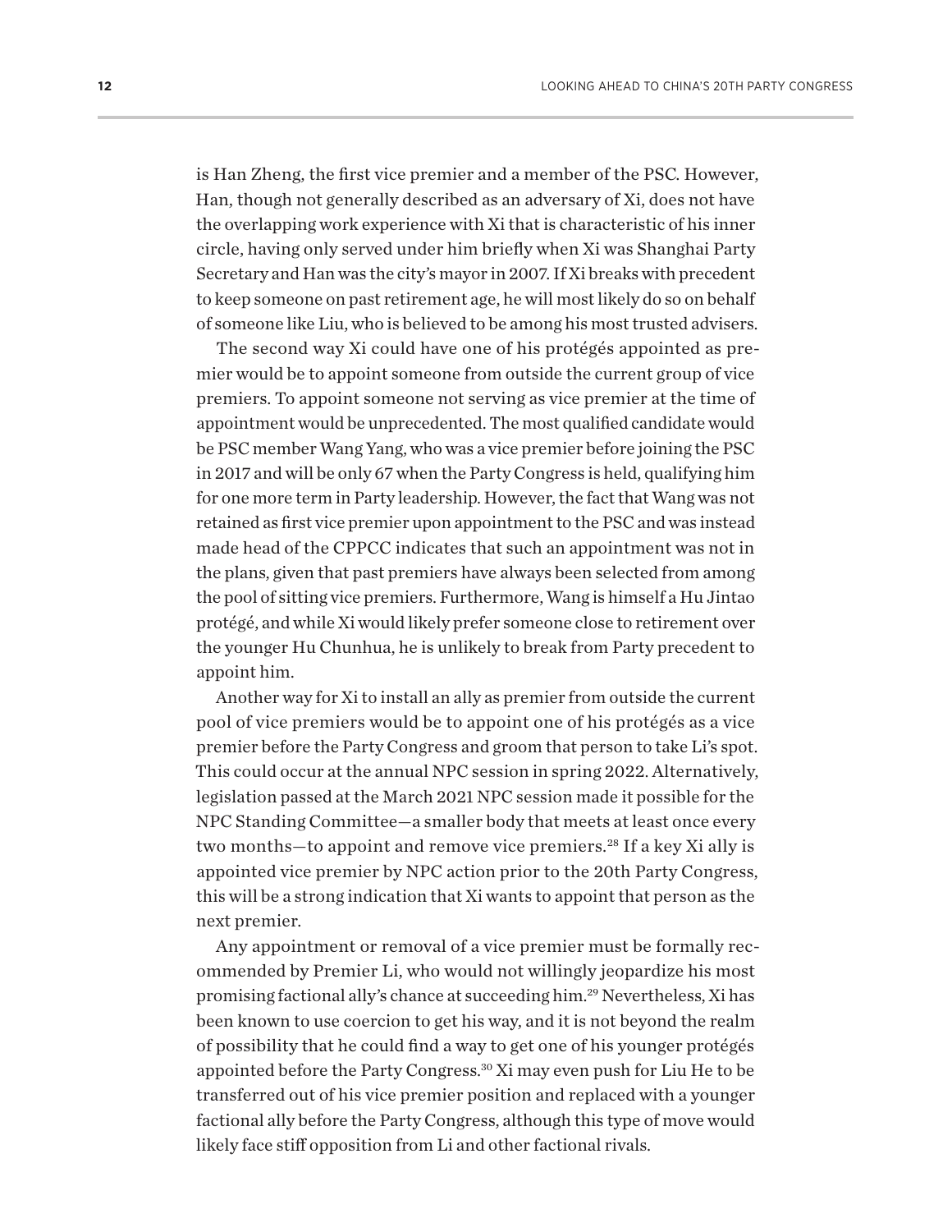is Han Zheng, the first vice premier and a member of the PSC. However, Han, though not generally described as an adversary of Xi, does not have the overlapping work experience with Xi that is characteristic of his inner circle, having only served under him briefly when Xi was Shanghai Party Secretary and Han was the city's mayor in 2007. If Xi breaks with precedent to keep someone on past retirement age, he will most likely do so on behalf of someone like Liu, who is believed to be among his most trusted advisers.

The second way Xi could have one of his protégés appointed as premier would be to appoint someone from outside the current group of vice premiers. To appoint someone not serving as vice premier at the time of appointment would be unprecedented. The most qualified candidate would be PSC member Wang Yang, who was a vice premier before joining the PSC in 2017 and will be only 67 when the Party Congress is held, qualifying him for one more term in Party leadership. However, the fact that Wang was not retained as first vice premier upon appointment to the PSC and was instead made head of the CPPCC indicates that such an appointment was not in the plans, given that past premiers have always been selected from among the pool of sitting vice premiers. Furthermore, Wang is himself a Hu Jintao protégé, and while Xi would likely prefer someone close to retirement over the younger Hu Chunhua, he is unlikely to break from Party precedent to appoint him.

Another way for Xi to install an ally as premier from outside the current pool of vice premiers would be to appoint one of his protégés as a vice premier before the Party Congress and groom that person to take Li's spot. This could occur at the annual NPC session in spring 2022. Alternatively, legislation passed at the March 2021 NPC session made it possible for the NPC Standing Committee—a smaller body that meets at least once every two months—to appoint and remove vice premiers.[28] If a key Xi ally is appointed vice premier by NPC action prior to the 20th Party Congress, this will be a strong indication that Xi wants to appoint that person as the next premier.

Any appointment or removal of a vice premier must be formally recommended by Premier Li, who would not willingly jeopardize his most promising factional ally's chance at succeeding him.[29] Nevertheless, Xi has been known to use coercion to get his way, and it is not beyond the realm of possibility that he could find a way to get one of his younger protégés appointed before the Party Congress.[30] Xi may even push for Liu He to be transferred out of his vice premier position and replaced with a younger factional ally before the Party Congress, although this type of move would likely face stiff opposition from Li and other factional rivals.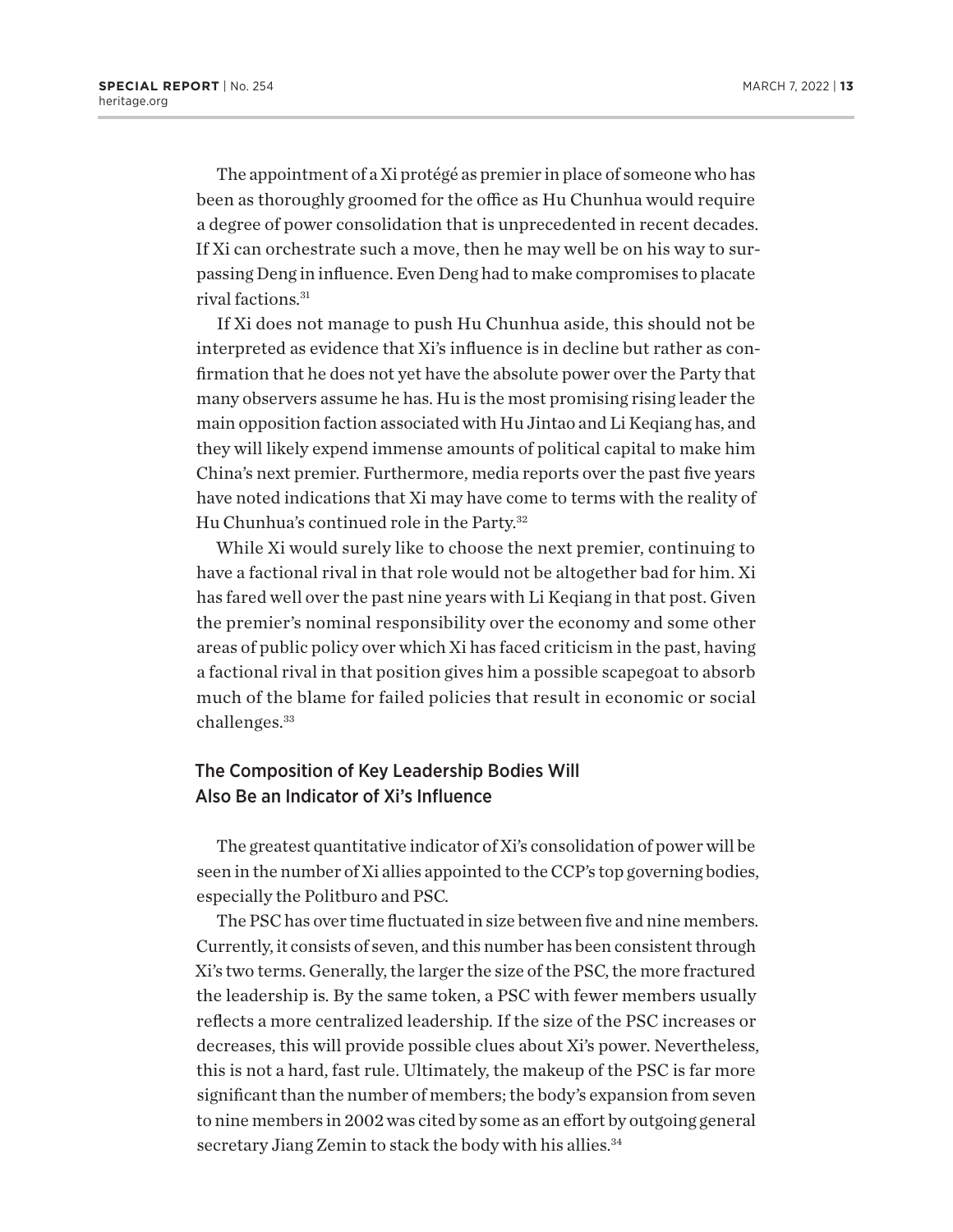The appointment of a Xi protégé as premier in place of someone who has been as thoroughly groomed for the office as Hu Chunhua would require a degree of power consolidation that is unprecedented in recent decades. If Xi can orchestrate such a move, then he may well be on his way to surpassing Deng in influence. Even Deng had to make compromises to placate rival factions.[31]

If Xi does not manage to push Hu Chunhua aside, this should not be interpreted as evidence that Xi's influence is in decline but rather as confirmation that he does not yet have the absolute power over the Party that many observers assume he has. Hu is the most promising rising leader the main opposition faction associated with Hu Jintao and Li Keqiang has, and they will likely expend immense amounts of political capital to make him China's next premier. Furthermore, media reports over the past five years have noted indications that Xi may have come to terms with the reality of Hu Chunhua's continued role in the Party.[32]

While Xi would surely like to choose the next premier, continuing to have a factional rival in that role would not be altogether bad for him. Xi has fared well over the past nine years with Li Keqiang in that post. Given the premier's nominal responsibility over the economy and some other areas of public policy over which Xi has faced criticism in the past, having a factional rival in that position gives him a possible scapegoat to absorb much of the blame for failed policies that result in economic or social challenges.[33]

## The Composition of Key Leadership Bodies Will Also Be an Indicator of Xi's Influence

The greatest quantitative indicator of Xi's consolidation of power will be seen in the number of Xi allies appointed to the CCP's top governing bodies, especially the Politburo and PSC.

The PSC has over time fluctuated in size between five and nine members. Currently, it consists of seven, and this number has been consistent through Xi's two terms. Generally, the larger the size of the PSC, the more fractured the leadership is. By the same token, a PSC with fewer members usually reflects a more centralized leadership. If the size of the PSC increases or decreases, this will provide possible clues about Xi's power. Nevertheless, this is not a hard, fast rule. Ultimately, the makeup of the PSC is far more significant than the number of members; the body's expansion from seven to nine members in 2002 was cited by some as an effort by outgoing general secretary Jiang Zemin to stack the body with his allies.[34]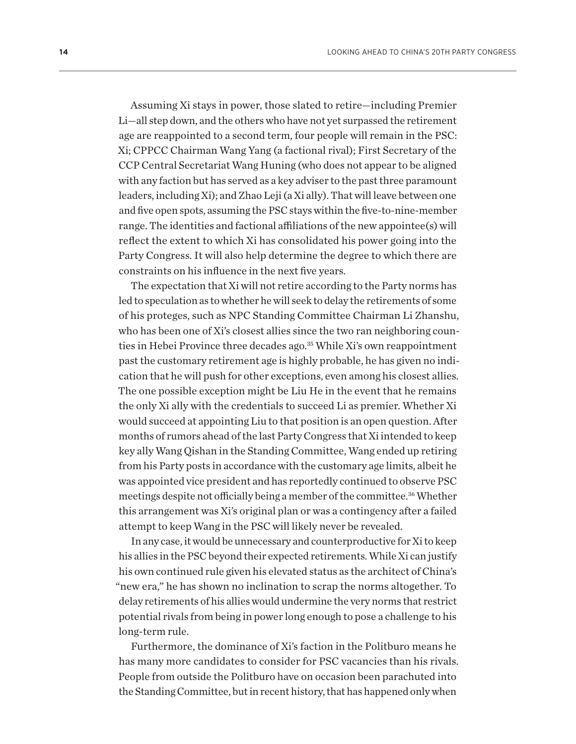Assuming Xi stays in power, those slated to retire—including Premier Li—all step down, and the others who have not yet surpassed the retirement age are reappointed to a second term, four people will remain in the PSC: Xi; CPPCC Chairman Wang Yang (a factional rival); First Secretary of the CCP Central Secretariat Wang Huning (who does not appear to be aligned with any faction but has served as a key adviser to the past three paramount leaders, including Xi); and Zhao Leji (a Xi ally). That will leave between one and five open spots, assuming the PSC stays within the five-to-nine-member range. The identities and factional affiliations of the new appointee(s) will reflect the extent to which Xi has consolidated his power going into the Party Congress. It will also help determine the degree to which there are constraints on his influence in the next five years.

The expectation that Xi will not retire according to the Party norms has led to speculation as to whether he will seek to delay the retirements of some of his proteges, such as NPC Standing Committee Chairman Li Zhanshu, who has been one of Xi's closest allies since the two ran neighboring counties in Hebei Province three decades ago.[35] While Xi's own reappointment past the customary retirement age is highly probable, he has given no indication that he will push for other exceptions, even among his closest allies. The one possible exception might be Liu He in the event that he remains the only Xi ally with the credentials to succeed Li as premier. Whether Xi would succeed at appointing Liu to that position is an open question. After months of rumors ahead of the last Party Congress that Xi intended to keep key ally Wang Qishan in the Standing Committee, Wang ended up retiring from his Party posts in accordance with the customary age limits, albeit he was appointed vice president and has reportedly continued to observe PSC meetings despite not officially being a member of the committee.[36] Whether this arrangement was Xi's original plan or was a contingency after a failed attempt to keep Wang in the PSC will likely never be revealed.

In any case, it would be unnecessary and counterproductive for Xi to keep his allies in the PSC beyond their expected retirements. While Xi can justify his own continued rule given his elevated status as the architect of China's "new era," he has shown no inclination to scrap the norms altogether. To delay retirements of his allies would undermine the very norms that restrict potential rivals from being in power long enough to pose a challenge to his long-term rule.

Furthermore, the dominance of Xi's faction in the Politburo means he has many more candidates to consider for PSC vacancies than his rivals. People from outside the Politburo have on occasion been parachuted into the Standing Committee, but in recent history, that has happened only when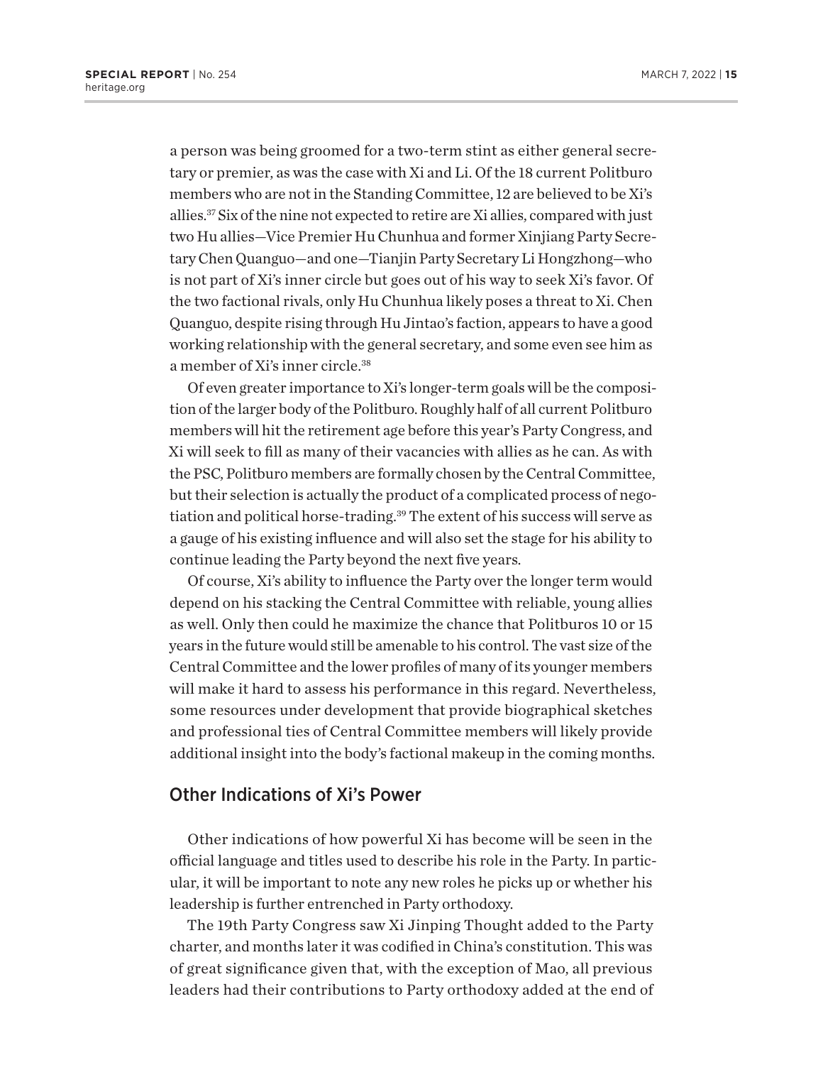a person was being groomed for a two-term stint as either general secretary or premier, as was the case with Xi and Li. Of the 18 current Politburo members who are not in the Standing Committee, 12 are believed to be Xi's allies.[37] Six of the nine not expected to retire are Xi allies, compared with just two Hu allies—Vice Premier Hu Chunhua and former Xinjiang Party Secretary Chen Quanguo—and one—Tianjin Party Secretary Li Hongzhong—who is not part of Xi's inner circle but goes out of his way to seek Xi's favor. Of the two factional rivals, only Hu Chunhua likely poses a threat to Xi. Chen Quanguo, despite rising through Hu Jintao's faction, appears to have a good working relationship with the general secretary, and some even see him as a member of Xi's inner circle.[38]

Of even greater importance to Xi's longer-term goals will be the composition of the larger body of the Politburo. Roughly half of all current Politburo members will hit the retirement age before this year's Party Congress, and Xi will seek to fill as many of their vacancies with allies as he can. As with the PSC, Politburo members are formally chosen by the Central Committee, but their selection is actually the product of a complicated process of negotiation and political horse-trading.[39] The extent of his success will serve as a gauge of his existing influence and will also set the stage for his ability to continue leading the Party beyond the next five years.

Of course, Xi's ability to influence the Party over the longer term would depend on his stacking the Central Committee with reliable, young allies as well. Only then could he maximize the chance that Politburos 10 or 15 years in the future would still be amenable to his control. The vast size of the Central Committee and the lower profiles of many of its younger members will make it hard to assess his performance in this regard. Nevertheless, some resources under development that provide biographical sketches and professional ties of Central Committee members will likely provide additional insight into the body's factional makeup in the coming months.

## Other Indications of Xi's Power

Other indications of how powerful Xi has become will be seen in the official language and titles used to describe his role in the Party. In particular, it will be important to note any new roles he picks up or whether his leadership is further entrenched in Party orthodoxy.

The 19th Party Congress saw Xi Jinping Thought added to the Party charter, and months later it was codified in China's constitution. This was of great significance given that, with the exception of Mao, all previous leaders had their contributions to Party orthodoxy added at the end of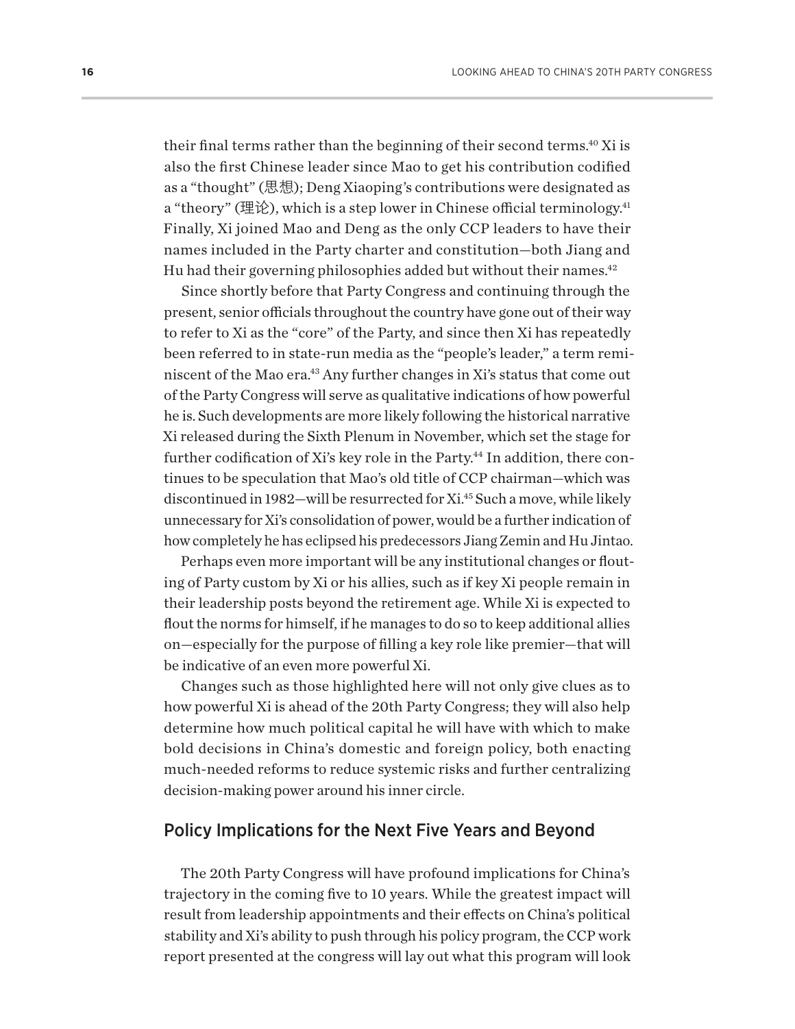their final terms rather than the beginning of their second terms.[40] Xi is also the first Chinese leader since Mao to get his contribution codified as a "thought" (思想); Deng Xiaoping's contributions were designated as a "theory" (理论), which is a step lower in Chinese official terminology.[41] Finally, Xi joined Mao and Deng as the only CCP leaders to have their names included in the Party charter and constitution—both Jiang and Hu had their governing philosophies added but without their names.[42]

Since shortly before that Party Congress and continuing through the present, senior officials throughout the country have gone out of their way to refer to Xi as the "core" of the Party, and since then Xi has repeatedly been referred to in state-run media as the "people's leader," a term reminiscent of the Mao era.[43] Any further changes in Xi's status that come out of the Party Congress will serve as qualitative indications of how powerful he is. Such developments are more likely following the historical narrative Xi released during the Sixth Plenum in November, which set the stage for further codification of Xi's key role in the Party.[44] In addition, there continues to be speculation that Mao's old title of CCP chairman—which was discontinued in 1982—will be resurrected for Xi.[45] Such a move, while likely unnecessary for Xi's consolidation of power, would be a further indication of how completely he has eclipsed his predecessors Jiang Zemin and Hu Jintao.

Perhaps even more important will be any institutional changes or flouting of Party custom by Xi or his allies, such as if key Xi people remain in their leadership posts beyond the retirement age. While Xi is expected to flout the norms for himself, if he manages to do so to keep additional allies on—especially for the purpose of filling a key role like premier—that will be indicative of an even more powerful Xi.

Changes such as those highlighted here will not only give clues as to how powerful Xi is ahead of the 20th Party Congress; they will also help determine how much political capital he will have with which to make bold decisions in China's domestic and foreign policy, both enacting much-needed reforms to reduce systemic risks and further centralizing decision-making power around his inner circle.

## Policy Implications for the Next Five Years and Beyond

The 20th Party Congress will have profound implications for China's trajectory in the coming five to 10 years. While the greatest impact will result from leadership appointments and their effects on China's political stability and Xi's ability to push through his policy program, the CCP work report presented at the congress will lay out what this program will look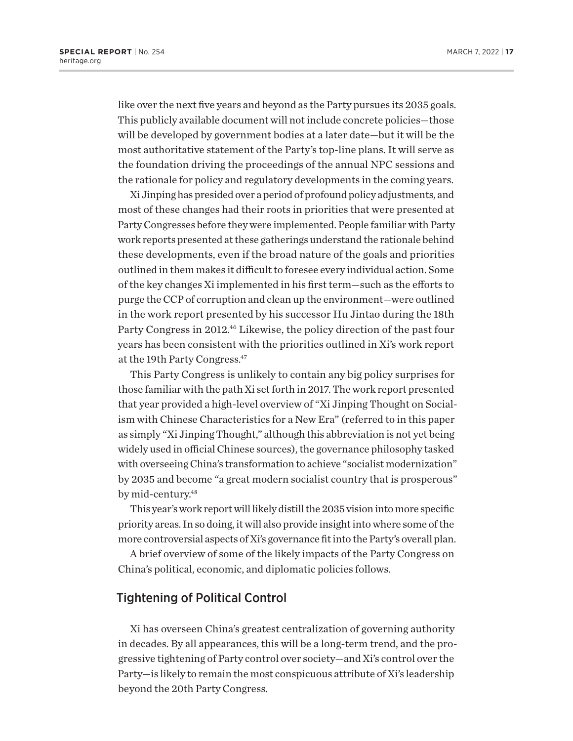like over the next five years and beyond as the Party pursues its 2035 goals. This publicly available document will not include concrete policies—those will be developed by government bodies at a later date—but it will be the most authoritative statement of the Party's top-line plans. It will serve as the foundation driving the proceedings of the annual NPC sessions and the rationale for policy and regulatory developments in the coming years.

Xi Jinping has presided over a period of profound policy adjustments, and most of these changes had their roots in priorities that were presented at Party Congresses before they were implemented. People familiar with Party work reports presented at these gatherings understand the rationale behind these developments, even if the broad nature of the goals and priorities outlined in them makes it difficult to foresee every individual action. Some of the key changes Xi implemented in his first term—such as the efforts to purge the CCP of corruption and clean up the environment—were outlined in the work report presented by his successor Hu Jintao during the 18th Party Congress in 2012.[46] Likewise, the policy direction of the past four years has been consistent with the priorities outlined in Xi's work report at the 19th Party Congress.[47]

This Party Congress is unlikely to contain any big policy surprises for those familiar with the path Xi set forth in 2017. The work report presented that year provided a high-level overview of "Xi Jinping Thought on Socialism with Chinese Characteristics for a New Era" (referred to in this paper as simply "Xi Jinping Thought," although this abbreviation is not yet being widely used in official Chinese sources), the governance philosophy tasked with overseeing China's transformation to achieve "socialist modernization" by 2035 and become "a great modern socialist country that is prosperous" by mid-century.[48]

This year's work report will likely distill the 2035 vision into more specific priority areas. In so doing, it will also provide insight into where some of the more controversial aspects of Xi's governance fit into the Party's overall plan.

A brief overview of some of the likely impacts of the Party Congress on China's political, economic, and diplomatic policies follows.

## Tightening of Political Control

Xi has overseen China's greatest centralization of governing authority in decades. By all appearances, this will be a long-term trend, and the progressive tightening of Party control over society—and Xi's control over the Party—is likely to remain the most conspicuous attribute of Xi's leadership beyond the 20th Party Congress.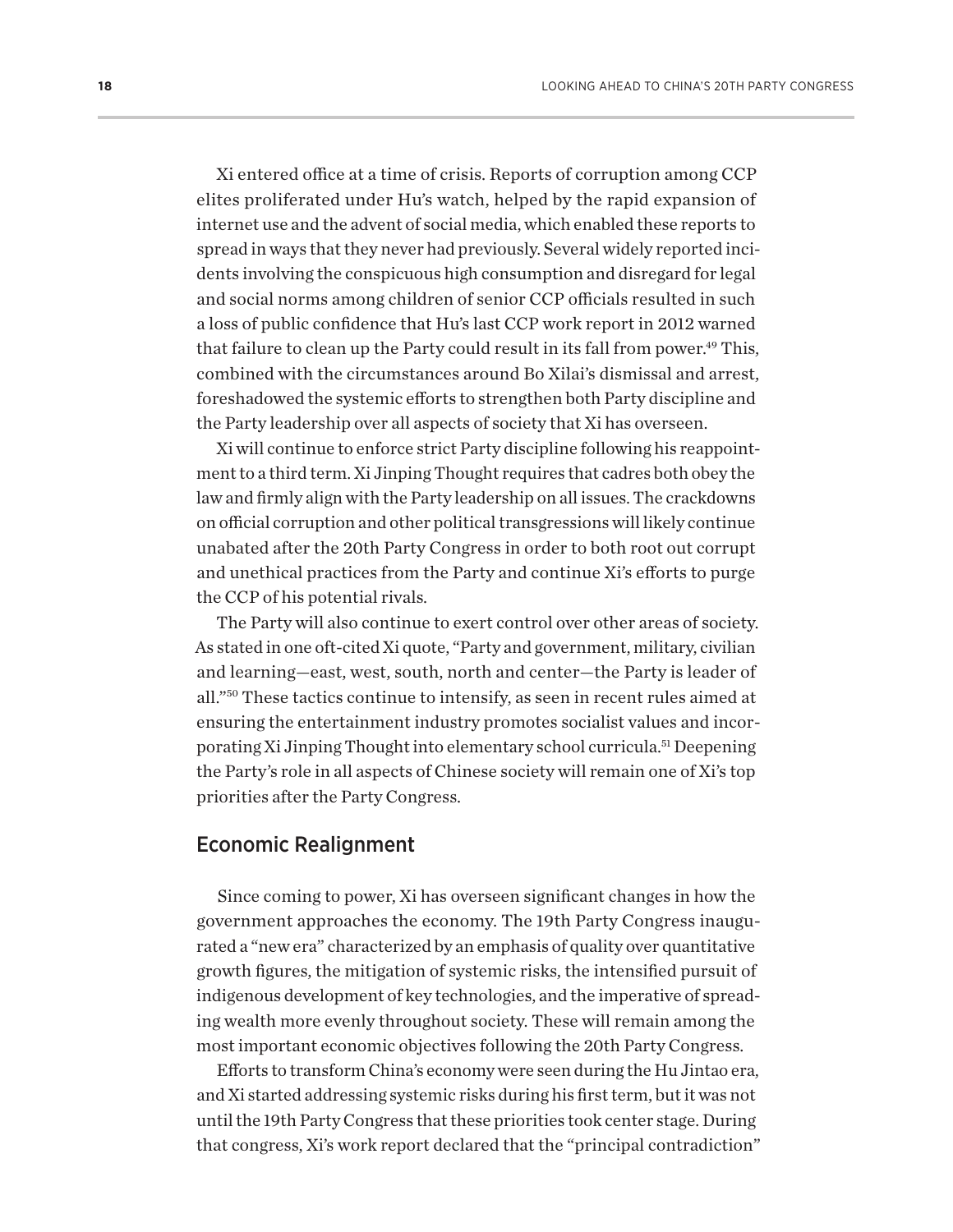Xi entered office at a time of crisis. Reports of corruption among CCP elites proliferated under Hu's watch, helped by the rapid expansion of internet use and the advent of social media, which enabled these reports to spread in ways that they never had previously. Several widely reported incidents involving the conspicuous high consumption and disregard for legal and social norms among children of senior CCP officials resulted in such a loss of public confidence that Hu's last CCP work report in 2012 warned that failure to clean up the Party could result in its fall from power.[49] This, combined with the circumstances around Bo Xilai's dismissal and arrest, foreshadowed the systemic efforts to strengthen both Party discipline and the Party leadership over all aspects of society that Xi has overseen.

Xi will continue to enforce strict Party discipline following his reappointment to a third term. Xi Jinping Thought requires that cadres both obey the law and firmly align with the Party leadership on all issues. The crackdowns on official corruption and other political transgressions will likely continue unabated after the 20th Party Congress in order to both root out corrupt and unethical practices from the Party and continue Xi's efforts to purge the CCP of his potential rivals.

The Party will also continue to exert control over other areas of society. As stated in one oft-cited Xi quote, "Party and government, military, civilian and learning—east, west, south, north and center—the Party is leader of all."[50] These tactics continue to intensify, as seen in recent rules aimed at ensuring the entertainment industry promotes socialist values and incorporating Xi Jinping Thought into elementary school curricula.[51] Deepening the Party's role in all aspects of Chinese society will remain one of Xi's top priorities after the Party Congress.

## Economic Realignment

Since coming to power, Xi has overseen significant changes in how the government approaches the economy. The 19th Party Congress inaugurated a "new era" characterized by an emphasis of quality over quantitative growth figures, the mitigation of systemic risks, the intensified pursuit of indigenous development of key technologies, and the imperative of spreading wealth more evenly throughout society. These will remain among the most important economic objectives following the 20th Party Congress.

Efforts to transform China's economy were seen during the Hu Jintao era, and Xi started addressing systemic risks during his first term, but it was not until the 19th Party Congress that these priorities took center stage. During that congress, Xi's work report declared that the "principal contradiction"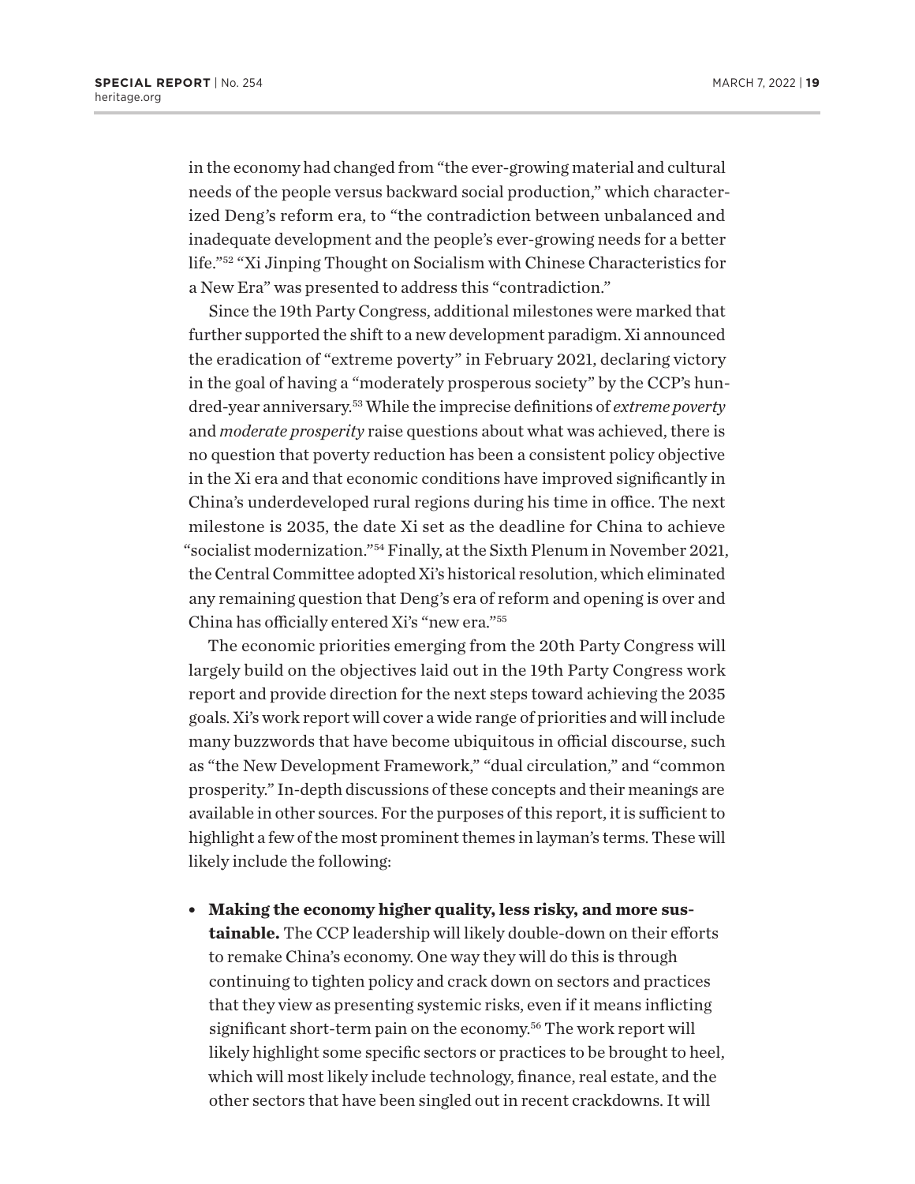in the economy had changed from "the ever-growing material and cultural needs of the people versus backward social production," which characterized Deng's reform era, to "the contradiction between unbalanced and inadequate development and the people's ever-growing needs for a better life."[52] "Xi Jinping Thought on Socialism with Chinese Characteristics for a New Era" was presented to address this "contradiction."

Since the 19th Party Congress, additional milestones were marked that further supported the shift to a new development paradigm. Xi announced the eradication of "extreme poverty" in February 2021, declaring victory in the goal of having a "moderately prosperous society" by the CCP's hundred-year anniversary.[53] While the imprecise definitions of *extreme poverty* and *moderate prosperity* raise questions about what was achieved, there is no question that poverty reduction has been a consistent policy objective in the Xi era and that economic conditions have improved significantly in China's underdeveloped rural regions during his time in office. The next milestone is 2035, the date Xi set as the deadline for China to achieve "socialist modernization."[54] Finally, at the Sixth Plenum in November 2021, the Central Committee adopted Xi's historical resolution, which eliminated any remaining question that Deng's era of reform and opening is over and China has officially entered Xi's "new era."[55]

The economic priorities emerging from the 20th Party Congress will largely build on the objectives laid out in the 19th Party Congress work report and provide direction for the next steps toward achieving the 2035 goals. Xi's work report will cover a wide range of priorities and will include many buzzwords that have become ubiquitous in official discourse, such as "the New Development Framework," "dual circulation," and "common prosperity." In-depth discussions of these concepts and their meanings are available in other sources. For the purposes of this report, it is sufficient to highlight a few of the most prominent themes in layman's terms. These will likely include the following:

- **Making the economy higher quality, less risky, and more sustainable.** The CCP leadership will likely double-down on their efforts to remake China's economy. One way they will do this is through continuing to tighten policy and crack down on sectors and practices that they view as presenting systemic risks, even if it means inflicting significant short-term pain on the economy.[56] The work report will likely highlight some specific sectors or practices to be brought to heel, which will most likely include technology, finance, real estate, and the other sectors that have been singled out in recent crackdowns. It will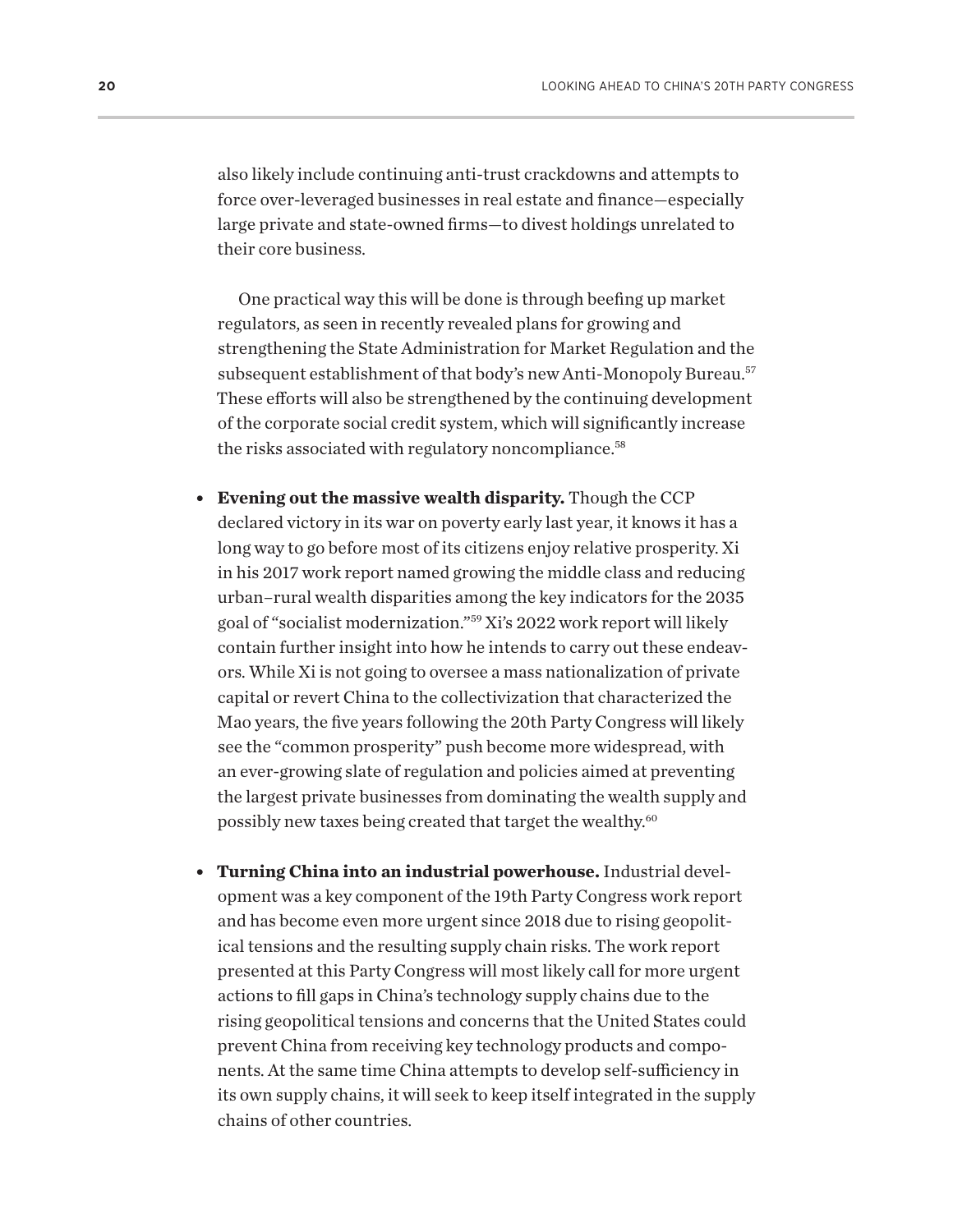also likely include continuing anti-trust crackdowns and attempts to force over-leveraged businesses in real estate and finance—especially large private and state-owned firms—to divest holdings unrelated to their core business.

One practical way this will be done is through beefing up market regulators, as seen in recently revealed plans for growing and strengthening the State Administration for Market Regulation and the subsequent establishment of that body's new Anti-Monopoly Bureau.[57] These efforts will also be strengthened by the continuing development of the corporate social credit system, which will significantly increase the risks associated with regulatory noncompliance.[58]

- **Evening out the massive wealth disparity.** Though the CCP declared victory in its war on poverty early last year, it knows it has a long way to go before most of its citizens enjoy relative prosperity. Xi in his 2017 work report named growing the middle class and reducing urban–rural wealth disparities among the key indicators for the 2035 goal of "socialist modernization."[59] Xi's 2022 work report will likely contain further insight into how he intends to carry out these endeavors. While Xi is not going to oversee a mass nationalization of private capital or revert China to the collectivization that characterized the Mao years, the five years following the 20th Party Congress will likely see the "common prosperity" push become more widespread, with an ever-growing slate of regulation and policies aimed at preventing the largest private businesses from dominating the wealth supply and possibly new taxes being created that target the wealthy.[60]

- **Turning China into an industrial powerhouse.** Industrial development was a key component of the 19th Party Congress work report and has become even more urgent since 2018 due to rising geopolitical tensions and the resulting supply chain risks. The work report presented at this Party Congress will most likely call for more urgent actions to fill gaps in China's technology supply chains due to the rising geopolitical tensions and concerns that the United States could prevent China from receiving key technology products and components. At the same time China attempts to develop self-sufficiency in its own supply chains, it will seek to keep itself integrated in the supply chains of other countries.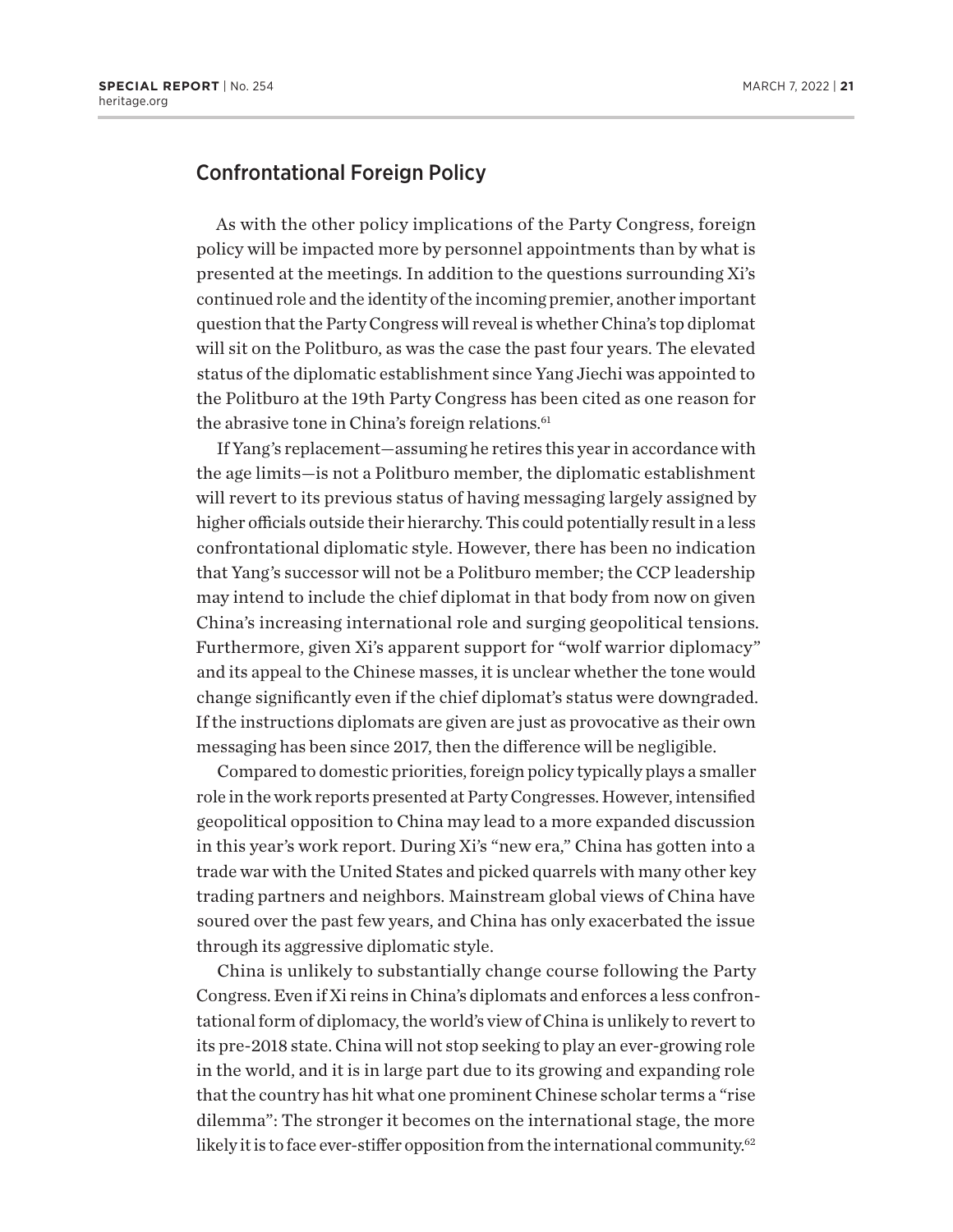## Confrontational Foreign Policy

As with the other policy implications of the Party Congress, foreign policy will be impacted more by personnel appointments than by what is presented at the meetings. In addition to the questions surrounding Xi's continued role and the identity of the incoming premier, another important question that the Party Congress will reveal is whether China's top diplomat will sit on the Politburo, as was the case the past four years. The elevated status of the diplomatic establishment since Yang Jiechi was appointed to the Politburo at the 19th Party Congress has been cited as one reason for the abrasive tone in China's foreign relations.[61]

If Yang's replacement—assuming he retires this year in accordance with the age limits—is not a Politburo member, the diplomatic establishment will revert to its previous status of having messaging largely assigned by higher officials outside their hierarchy. This could potentially result in a less confrontational diplomatic style. However, there has been no indication that Yang's successor will not be a Politburo member; the CCP leadership may intend to include the chief diplomat in that body from now on given China's increasing international role and surging geopolitical tensions. Furthermore, given Xi's apparent support for "wolf warrior diplomacy" and its appeal to the Chinese masses, it is unclear whether the tone would change significantly even if the chief diplomat's status were downgraded. If the instructions diplomats are given are just as provocative as their own messaging has been since 2017, then the difference will be negligible.

Compared to domestic priorities, foreign policy typically plays a smaller role in the work reports presented at Party Congresses. However, intensified geopolitical opposition to China may lead to a more expanded discussion in this year's work report. During Xi's "new era," China has gotten into a trade war with the United States and picked quarrels with many other key trading partners and neighbors. Mainstream global views of China have soured over the past few years, and China has only exacerbated the issue through its aggressive diplomatic style.

China is unlikely to substantially change course following the Party Congress. Even if Xi reins in China's diplomats and enforces a less confrontational form of diplomacy, the world's view of China is unlikely to revert to its pre-2018 state. China will not stop seeking to play an ever-growing role in the world, and it is in large part due to its growing and expanding role that the country has hit what one prominent Chinese scholar terms a "rise dilemma": The stronger it becomes on the international stage, the more likely it is to face ever-stiffer opposition from the international community.[62]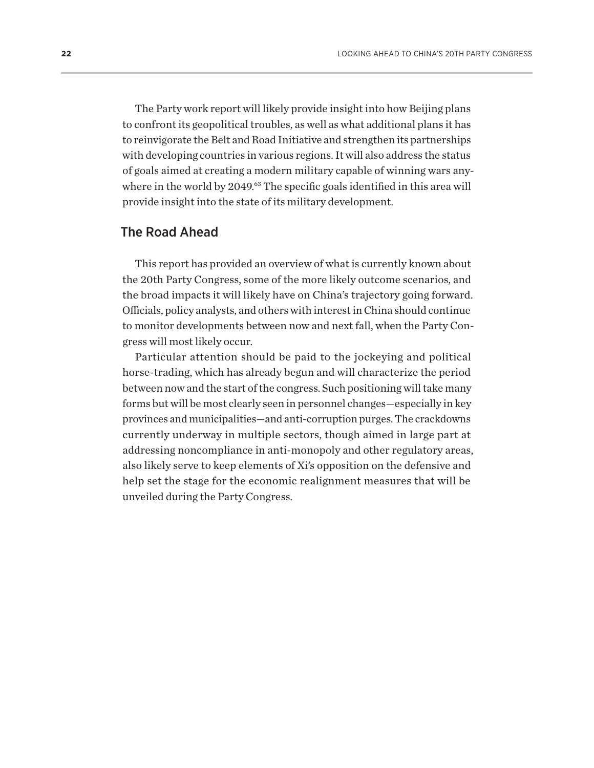The Party work report will likely provide insight into how Beijing plans to confront its geopolitical troubles, as well as what additional plans it has to reinvigorate the Belt and Road Initiative and strengthen its partnerships with developing countries in various regions. It will also address the status of goals aimed at creating a modern military capable of winning wars anywhere in the world by 2049.[63] The specific goals identified in this area will provide insight into the state of its military development.

## The Road Ahead

This report has provided an overview of what is currently known about the 20th Party Congress, some of the more likely outcome scenarios, and the broad impacts it will likely have on China's trajectory going forward. Officials, policy analysts, and others with interest in China should continue to monitor developments between now and next fall, when the Party Congress will most likely occur.

Particular attention should be paid to the jockeying and political horse-trading, which has already begun and will characterize the period between now and the start of the congress. Such positioning will take many forms but will be most clearly seen in personnel changes—especially in key provinces and municipalities—and anti-corruption purges. The crackdowns currently underway in multiple sectors, though aimed in large part at addressing noncompliance in anti-monopoly and other regulatory areas, also likely serve to keep elements of Xi's opposition on the defensive and help set the stage for the economic realignment measures that will be unveiled during the Party Congress.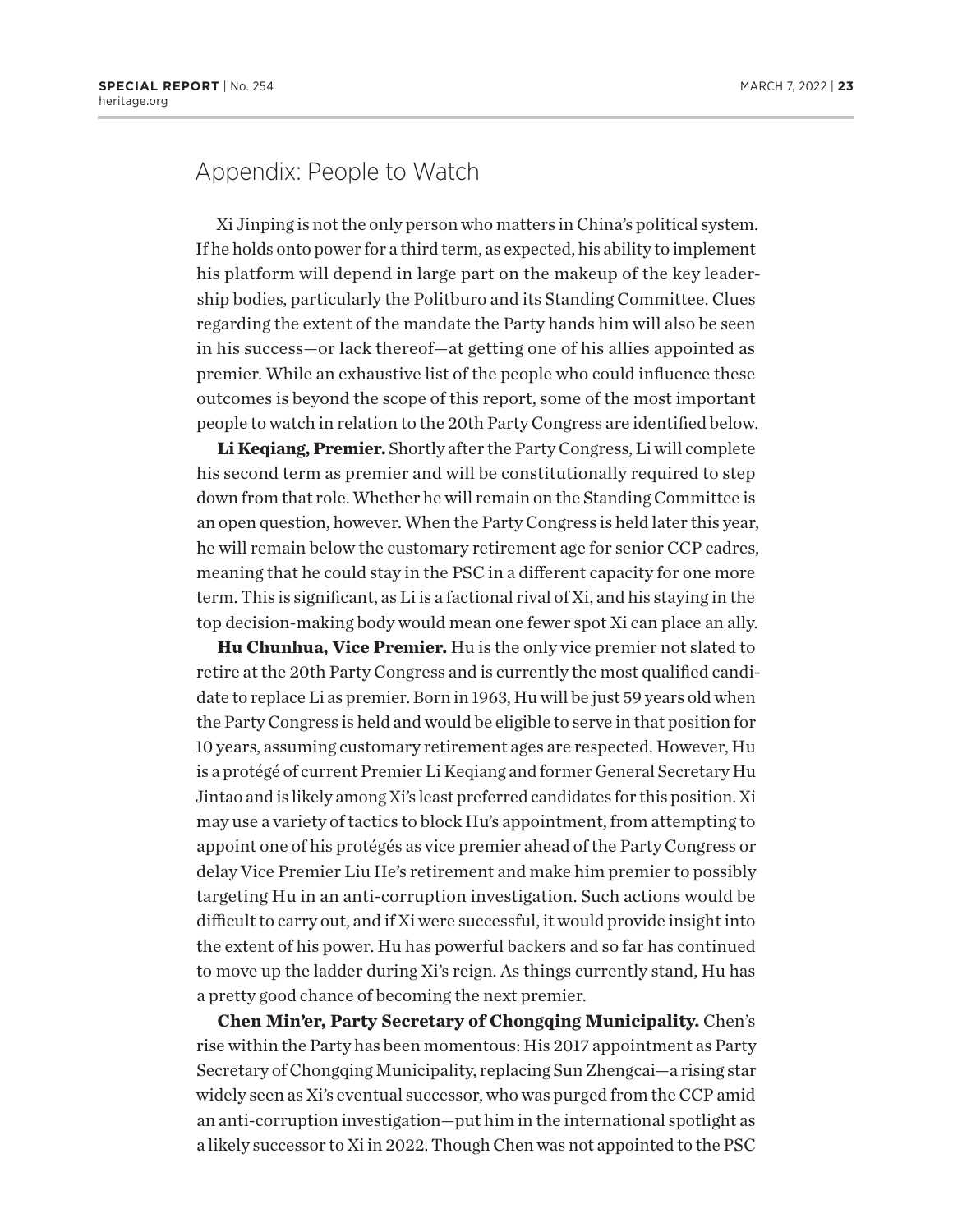## Appendix: People to Watch

Xi Jinping is not the only person who matters in China's political system. If he holds onto power for a third term, as expected, his ability to implement his platform will depend in large part on the makeup of the key leadership bodies, particularly the Politburo and its Standing Committee. Clues regarding the extent of the mandate the Party hands him will also be seen in his success—or lack thereof—at getting one of his allies appointed as premier. While an exhaustive list of the people who could influence these outcomes is beyond the scope of this report, some of the most important people to watch in relation to the 20th Party Congress are identified below.

**Li Keqiang, Premier.** Shortly after the Party Congress, Li will complete his second term as premier and will be constitutionally required to step down from that role. Whether he will remain on the Standing Committee is an open question, however. When the Party Congress is held later this year, he will remain below the customary retirement age for senior CCP cadres, meaning that he could stay in the PSC in a different capacity for one more term. This is significant, as Li is a factional rival of Xi, and his staying in the top decision-making body would mean one fewer spot Xi can place an ally.

**Hu Chunhua, Vice Premier.** Hu is the only vice premier not slated to retire at the 20th Party Congress and is currently the most qualified candidate to replace Li as premier. Born in 1963, Hu will be just 59 years old when the Party Congress is held and would be eligible to serve in that position for 10 years, assuming customary retirement ages are respected. However, Hu is a protégé of current Premier Li Keqiang and former General Secretary Hu Jintao and is likely among Xi's least preferred candidates for this position. Xi may use a variety of tactics to block Hu's appointment, from attempting to appoint one of his protégés as vice premier ahead of the Party Congress or delay Vice Premier Liu He's retirement and make him premier to possibly targeting Hu in an anti-corruption investigation. Such actions would be difficult to carry out, and if Xi were successful, it would provide insight into the extent of his power. Hu has powerful backers and so far has continued to move up the ladder during Xi's reign. As things currently stand, Hu has a pretty good chance of becoming the next premier.

**Chen Min'er, Party Secretary of Chongqing Municipality.** Chen's rise within the Party has been momentous: His 2017 appointment as Party Secretary of Chongqing Municipality, replacing Sun Zhengcai—a rising star widely seen as Xi's eventual successor, who was purged from the CCP amid an anti-corruption investigation—put him in the international spotlight as a likely successor to Xi in 2022. Though Chen was not appointed to the PSC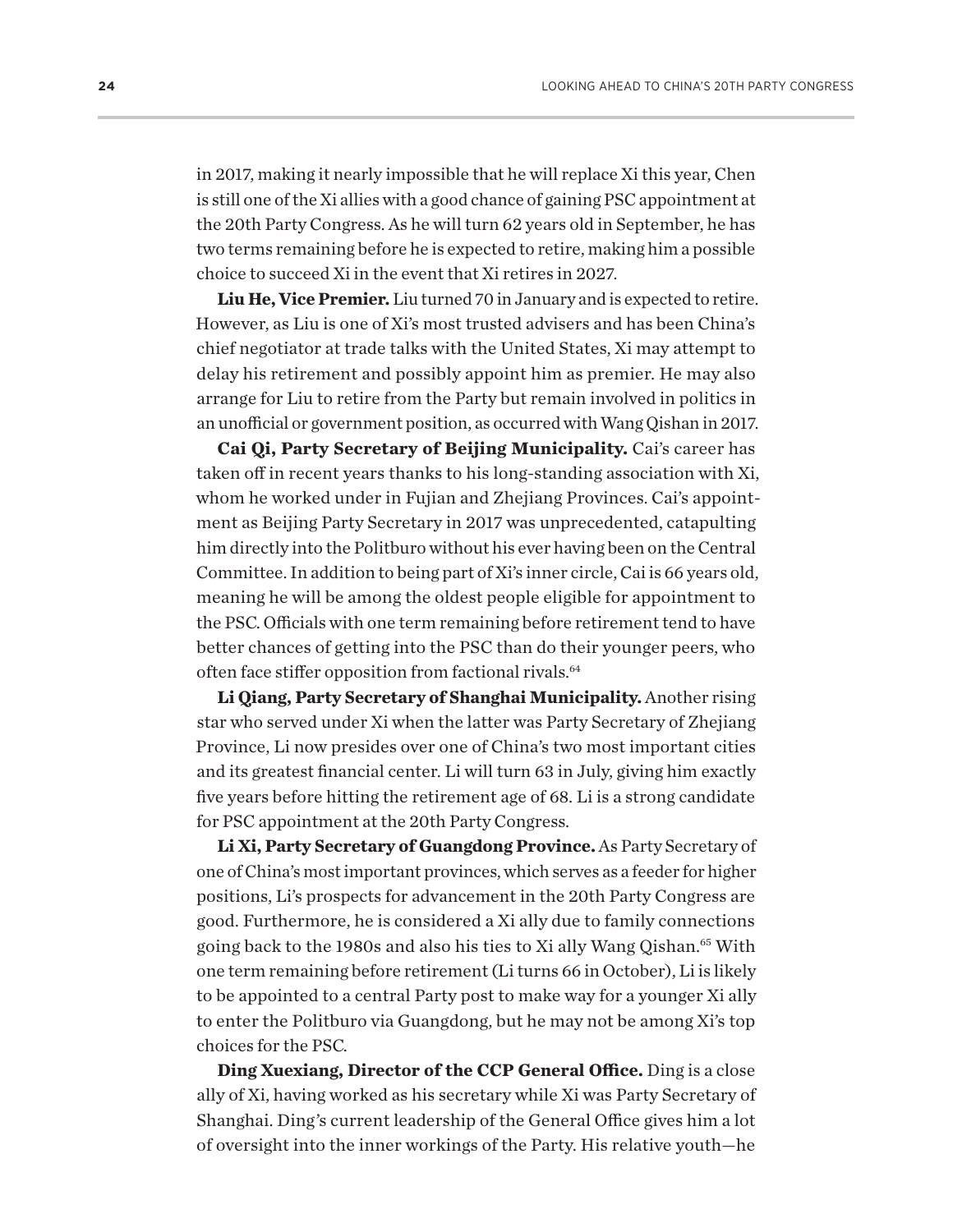in 2017, making it nearly impossible that he will replace Xi this year, Chen is still one of the Xi allies with a good chance of gaining PSC appointment at the 20th Party Congress. As he will turn 62 years old in September, he has two terms remaining before he is expected to retire, making him a possible choice to succeed Xi in the event that Xi retires in 2027.

**Liu He, Vice Premier.** Liu turned 70 in January and is expected to retire. However, as Liu is one of Xi's most trusted advisers and has been China's chief negotiator at trade talks with the United States, Xi may attempt to delay his retirement and possibly appoint him as premier. He may also arrange for Liu to retire from the Party but remain involved in politics in an unofficial or government position, as occurred with Wang Qishan in 2017.

**Cai Qi, Party Secretary of Beijing Municipality.** Cai's career has taken off in recent years thanks to his long-standing association with Xi, whom he worked under in Fujian and Zhejiang Provinces. Cai's appointment as Beijing Party Secretary in 2017 was unprecedented, catapulting him directly into the Politburo without his ever having been on the Central Committee. In addition to being part of Xi's inner circle, Cai is 66 years old, meaning he will be among the oldest people eligible for appointment to the PSC. Officials with one term remaining before retirement tend to have better chances of getting into the PSC than do their younger peers, who often face stiffer opposition from factional rivals.[64]

**Li Qiang, Party Secretary of Shanghai Municipality.** Another rising star who served under Xi when the latter was Party Secretary of Zhejiang Province, Li now presides over one of China's two most important cities and its greatest financial center. Li will turn 63 in July, giving him exactly five years before hitting the retirement age of 68. Li is a strong candidate for PSC appointment at the 20th Party Congress.

**Li Xi, Party Secretary of Guangdong Province.** As Party Secretary of one of China's most important provinces, which serves as a feeder for higher positions, Li's prospects for advancement in the 20th Party Congress are good. Furthermore, he is considered a Xi ally due to family connections going back to the 1980s and also his ties to Xi ally Wang Qishan.[65] With one term remaining before retirement (Li turns 66 in October), Li is likely to be appointed to a central Party post to make way for a younger Xi ally to enter the Politburo via Guangdong, but he may not be among Xi's top choices for the PSC.

**Ding Xuexiang, Director of the CCP General Office.** Ding is a close ally of Xi, having worked as his secretary while Xi was Party Secretary of Shanghai. Ding's current leadership of the General Office gives him a lot of oversight into the inner workings of the Party. His relative youth—he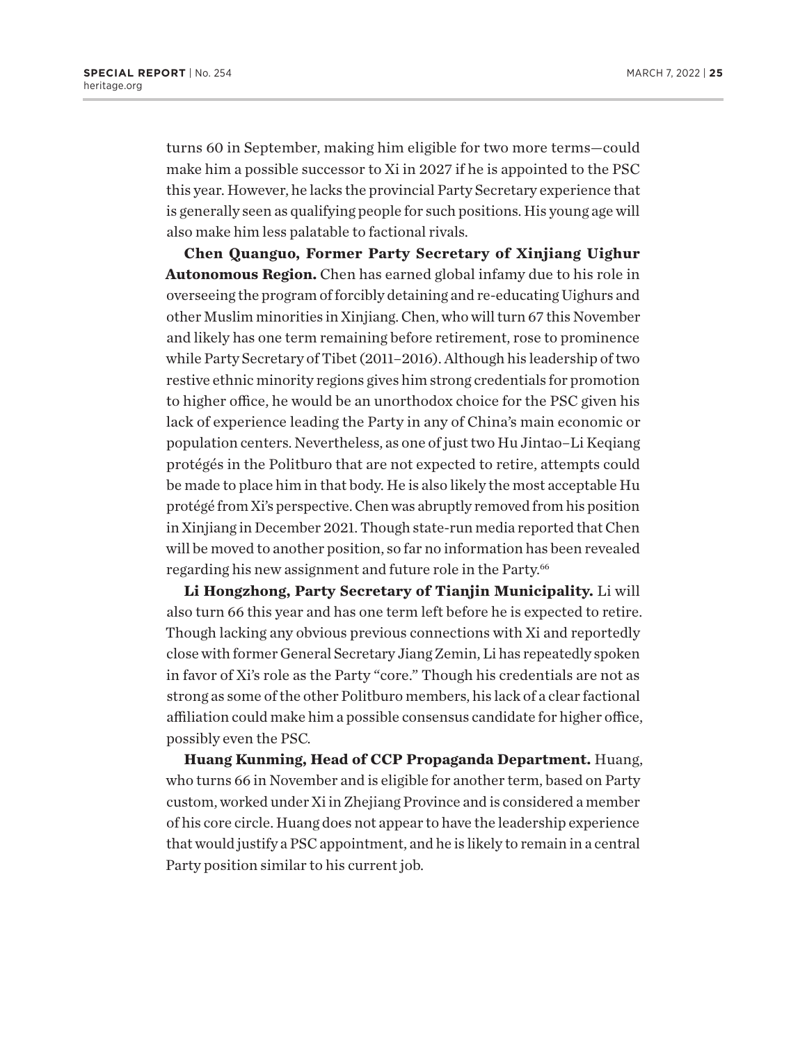turns 60 in September, making him eligible for two more terms—could make him a possible successor to Xi in 2027 if he is appointed to the PSC this year. However, he lacks the provincial Party Secretary experience that is generally seen as qualifying people for such positions. His young age will also make him less palatable to factional rivals.

**Chen Quanguo, Former Party Secretary of Xinjiang Uighur Autonomous Region.** Chen has earned global infamy due to his role in overseeing the program of forcibly detaining and re-educating Uighurs and other Muslim minorities in Xinjiang. Chen, who will turn 67 this November and likely has one term remaining before retirement, rose to prominence while Party Secretary of Tibet (2011–2016). Although his leadership of two restive ethnic minority regions gives him strong credentials for promotion to higher office, he would be an unorthodox choice for the PSC given his lack of experience leading the Party in any of China's main economic or population centers. Nevertheless, as one of just two Hu Jintao–Li Keqiang protégés in the Politburo that are not expected to retire, attempts could be made to place him in that body. He is also likely the most acceptable Hu protégé from Xi's perspective. Chen was abruptly removed from his position in Xinjiang in December 2021. Though state-run media reported that Chen will be moved to another position, so far no information has been revealed regarding his new assignment and future role in the Party.[66]

**Li Hongzhong, Party Secretary of Tianjin Municipality.** Li will also turn 66 this year and has one term left before he is expected to retire. Though lacking any obvious previous connections with Xi and reportedly close with former General Secretary Jiang Zemin, Li has repeatedly spoken in favor of Xi's role as the Party "core." Though his credentials are not as strong as some of the other Politburo members, his lack of a clear factional affiliation could make him a possible consensus candidate for higher office, possibly even the PSC.

**Huang Kunming, Head of CCP Propaganda Department.** Huang, who turns 66 in November and is eligible for another term, based on Party custom, worked under Xi in Zhejiang Province and is considered a member of his core circle. Huang does not appear to have the leadership experience that would justify a PSC appointment, and he is likely to remain in a central Party position similar to his current job.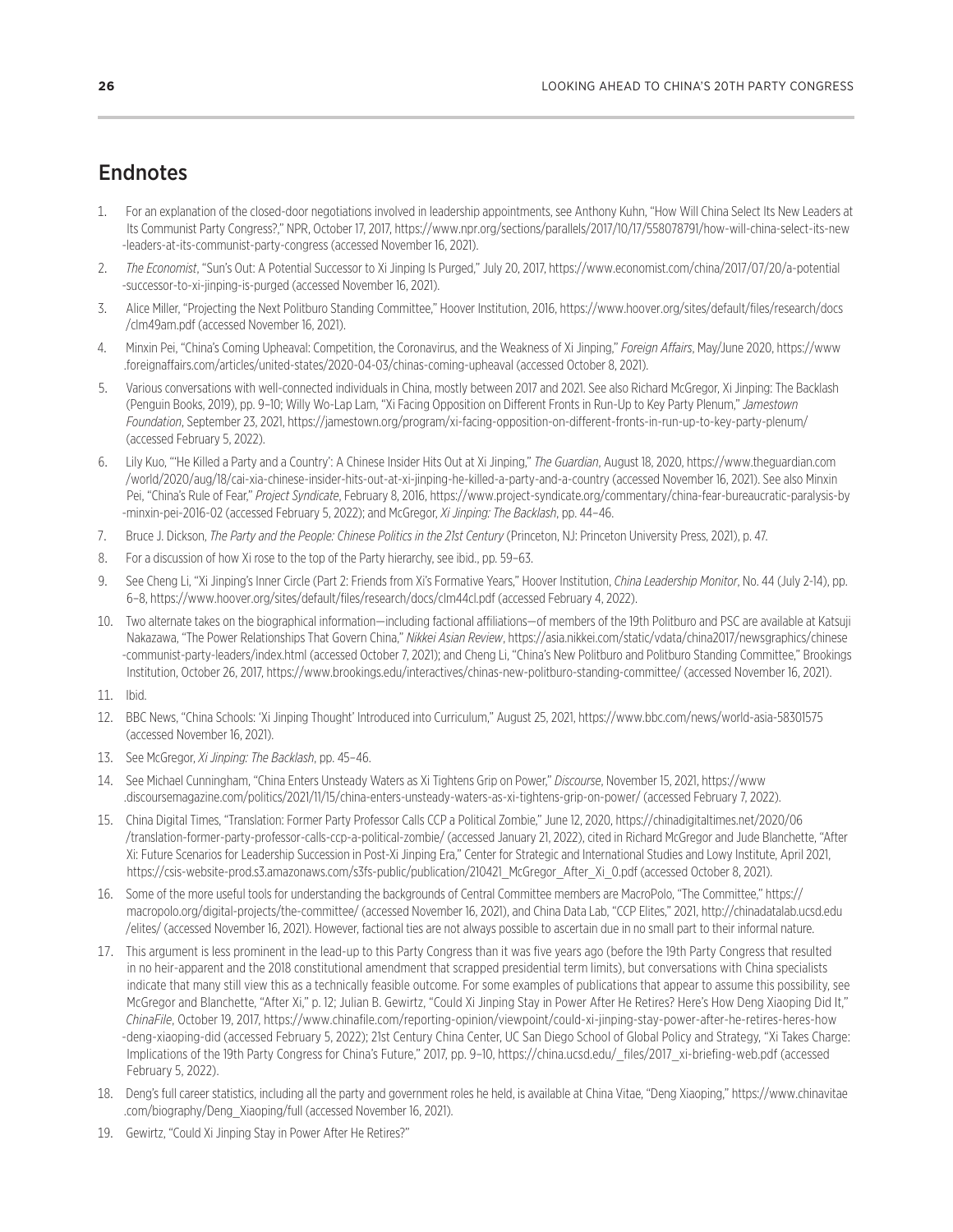## Endnotes

1. For an explanation of the closed-door negotiations involved in leadership appointments, see Anthony Kuhn, "How Will China Select Its New Leaders at Its Communist Party Congress?," NPR, October 17, 2017, https://www.npr.org/sections/parallels/2017/10/17/558078791/how-will-china-select-its-new-leaders-at-its-communist-party-congress (accessed November 16, 2021).
2. *The Economist*, "Sun's Out: A Potential Successor to Xi Jinping Is Purged," July 20, 2017, https://www.economist.com/china/2017/07/20/a-potential-successor-to-xi-jinping-is-purged (accessed November 16, 2021).
3. Alice Miller, "Projecting the Next Politburo Standing Committee," Hoover Institution, 2016, https://www.hoover.org/sites/default/files/research/docs/clm49am.pdf (accessed November 16, 2021).
4. Minxin Pei, "China's Coming Upheaval: Competition, the Coronavirus, and the Weakness of Xi Jinping," *Foreign Affairs*, May/June 2020, https://www.foreignaffairs.com/articles/united-states/2020-04-03/chinas-coming-upheaval (accessed October 8, 2021).
5. Various conversations with well-connected individuals in China, mostly between 2017 and 2021. See also Richard McGregor, Xi Jinping: The Backlash (Penguin Books, 2019), pp. 9–10; Willy Wo-Lap Lam, "Xi Facing Opposition on Different Fronts in Run-Up to Key Party Plenum," *Jamestown Foundation*, September 23, 2021, https://jamestown.org/program/xi-facing-opposition-on-different-fronts-in-run-up-to-key-party-plenum/ (accessed February 5, 2022).
6. Lily Kuo, "'He Killed a Party and a Country': A Chinese Insider Hits Out at Xi Jinping," *The Guardian*, August 18, 2020, https://www.theguardian.com/world/2020/aug/18/cai-xia-chinese-insider-hits-out-at-xi-jinping-he-killed-a-party-and-a-country (accessed November 16, 2021). See also Minxin Pei, "China's Rule of Fear," *Project Syndicate*, February 8, 2016, https://www.project-syndicate.org/commentary/china-fear-bureaucratic-paralysis-by-minxin-pei-2016-02 (accessed February 5, 2022); and McGregor, *Xi Jinping: The Backlash*, pp. 44–46.
7. Bruce J. Dickson, *The Party and the People: Chinese Politics in the 21st Century* (Princeton, NJ: Princeton University Press, 2021), p. 47.
8. For a discussion of how Xi rose to the top of the Party hierarchy, see ibid., pp. 59–63.
9. See Cheng Li, "Xi Jinping's Inner Circle (Part 2: Friends from Xi's Formative Years," Hoover Institution, *China Leadership Monitor*, No. 44 (July 2-14), pp. 6–8, https://www.hoover.org/sites/default/files/research/docs/clm44cl.pdf (accessed February 4, 2022).
10. Two alternate takes on the biographical information—including factional affiliations—of members of the 19th Politburo and PSC are available at Katsuji Nakazawa, "The Power Relationships That Govern China," *Nikkei Asian Review*, https://asia.nikkei.com/static/vdata/china2017/newsgraphics/chinese-communist-party-leaders/index.html (accessed October 7, 2021); and Cheng Li, "China's New Politburo and Politburo Standing Committee," Brookings Institution, October 26, 2017, https://www.brookings.edu/interactives/chinas-new-politburo-standing-committee/ (accessed November 16, 2021).
11. Ibid.
12. BBC News, "China Schools: 'Xi Jinping Thought' Introduced into Curriculum," August 25, 2021, https://www.bbc.com/news/world-asia-58301575 (accessed November 16, 2021).
13. See McGregor, *Xi Jinping: The Backlash*, pp. 45–46.
14. See Michael Cunningham, "China Enters Unsteady Waters as Xi Tightens Grip on Power," *Discourse*, November 15, 2021, https://www.discoursemagazine.com/politics/2021/11/15/china-enters-unsteady-waters-as-xi-tightens-grip-on-power/ (accessed February 7, 2022).
15. China Digital Times, "Translation: Former Party Professor Calls CCP a Political Zombie," June 12, 2020, https://chinadigitaltimes.net/2020/06/translation-former-party-professor-calls-ccp-a-political-zombie/ (accessed January 21, 2022), cited in Richard McGregor and Jude Blanchette, "After Xi: Future Scenarios for Leadership Succession in Post-Xi Jinping Era," Center for Strategic and International Studies and Lowy Institute, April 2021, https://csis-website-prod.s3.amazonaws.com/s3fs-public/publication/210421_McGregor_After_Xi_0.pdf (accessed October 8, 2021).
16. Some of the more useful tools for understanding the backgrounds of Central Committee members are MacroPolo, "The Committee," https://macropolo.org/digital-projects/the-committee/ (accessed November 16, 2021), and China Data Lab, "CCP Elites," 2021, http://chinadatalab.ucsd.edu/elites/ (accessed November 16, 2021). However, factional ties are not always possible to ascertain due in no small part to their informal nature.
17. This argument is less prominent in the lead-up to this Party Congress than it was five years ago (before the 19th Party Congress that resulted in no heir-apparent and the 2018 constitutional amendment that scrapped presidential term limits), but conversations with China specialists indicate that many still view this as a technically feasible outcome. For some examples of publications that appear to assume this possibility, see McGregor and Blanchette, "After Xi," p. 12; Julian B. Gewirtz, "Could Xi Jinping Stay in Power After He Retires? Here's How Deng Xiaoping Did It," *ChinaFile*, October 19, 2017, https://www.chinafile.com/reporting-opinion/viewpoint/could-xi-jinping-stay-power-after-he-retires-heres-how-deng-xiaoping-did (accessed February 5, 2022); 21st Century China Center, UC San Diego School of Global Policy and Strategy, "Xi Takes Charge: Implications of the 19th Party Congress for China's Future," 2017, pp. 9–10, https://china.ucsd.edu/_files/2017_xi-briefing-web.pdf (accessed February 5, 2022).
18. Deng's full career statistics, including all the party and government roles he held, is available at China Vitae, "Deng Xiaoping," https://www.chinavitae.com/biography/Deng_Xiaoping/full (accessed November 16, 2021).
19. Gewirtz, "Could Xi Jinping Stay in Power After He Retires?"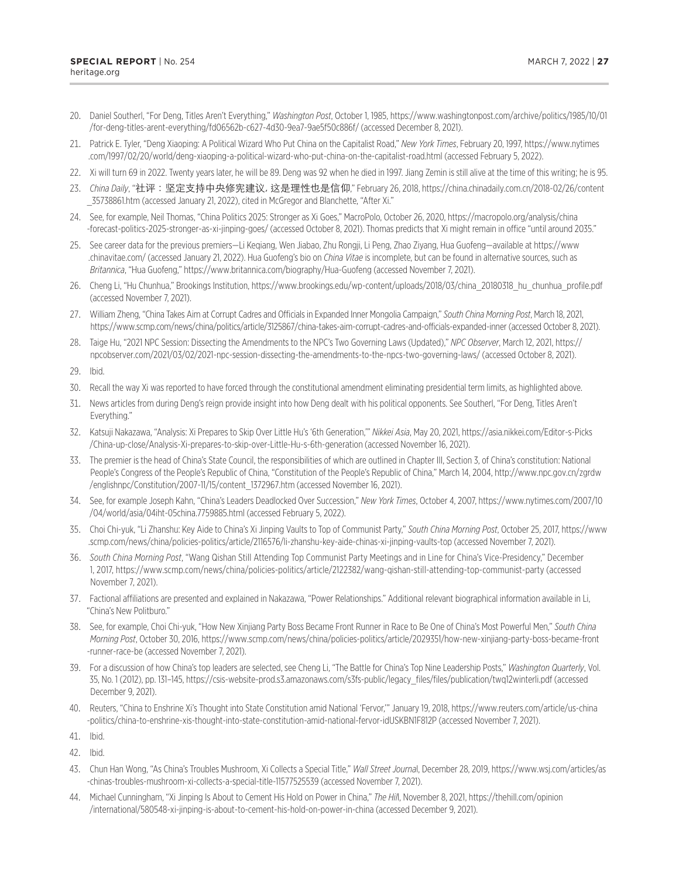20. Daniel Southerl, "For Deng, Titles Aren't Everything," *Washington Post*, October 1, 1985, https://www.washingtonpost.com/archive/politics/1985/10/01/for-deng-titles-arent-everything/fd06562b-c627-4d30-9ea7-9ae5f50c886f/ (accessed December 8, 2021).
21. Patrick E. Tyler, "Deng Xiaoping: A Political Wizard Who Put China on the Capitalist Road," *New York Times*, February 20, 1997, https://www.nytimes.com/1997/02/20/world/deng-xiaoping-a-political-wizard-who-put-china-on-the-capitalist-road.html (accessed February 5, 2022).
22. Xi will turn 69 in 2022. Twenty years later, he will be 89. Deng was 92 when he died in 1997. Jiang Zemin is still alive at the time of this writing; he is 95.
23. *China Daily*, "社评：坚定支持中央修宪建议，这是理性也是信仰," February 26, 2018, https://china.chinadaily.com.cn/2018-02/26/content_35738861.htm (accessed January 21, 2022), cited in McGregor and Blanchette, "After Xi."
24. See, for example, Neil Thomas, "China Politics 2025: Stronger as Xi Goes," MacroPolo, October 26, 2020, https://macropolo.org/analysis/china-forecast-politics-2025-stronger-as-xi-jinping-goes/ (accessed October 8, 2021). Thomas predicts that Xi might remain in office "until around 2035."
25. See career data for the previous premiers—Li Keqiang, Wen Jiabao, Zhu Rongji, Li Peng, Zhao Ziyang, Hua Guofeng—available at https://www.chinavitae.com/ (accessed January 21, 2022). Hua Guofeng's bio on *China Vitae* is incomplete, but can be found in alternative sources, such as *Britannica*, "Hua Guofeng," https://www.britannica.com/biography/Hua-Guofeng (accessed November 7, 2021).
26. Cheng Li, "Hu Chunhua," Brookings Institution, https://www.brookings.edu/wp-content/uploads/2018/03/china_20180318_hu_chunhua_profile.pdf (accessed November 7, 2021).
27. William Zheng, "China Takes Aim at Corrupt Cadres and Officials in Expanded Inner Mongolia Campaign," *South China Morning Post*, March 18, 2021, https://www.scmp.com/news/china/politics/article/3125867/china-takes-aim-corrupt-cadres-and-officials-expanded-inner (accessed October 8, 2021).
28. Taige Hu, "2021 NPC Session: Dissecting the Amendments to the NPC's Two Governing Laws (Updated)," *NPC Observer*, March 12, 2021, https://npcobserver.com/2021/03/02/2021-npc-session-dissecting-the-amendments-to-the-npcs-two-governing-laws/ (accessed October 8, 2021).
29. Ibid.
30. Recall the way Xi was reported to have forced through the constitutional amendment eliminating presidential term limits, as highlighted above.
31. News articles from during Deng's reign provide insight into how Deng dealt with his political opponents. See Southerl, "For Deng, Titles Aren't Everything."
32. Katsuji Nakazawa, "Analysis: Xi Prepares to Skip Over Little Hu's '6th Generation,'" *Nikkei Asia*, May 20, 2021, https://asia.nikkei.com/Editor-s-Picks/China-up-close/Analysis-Xi-prepares-to-skip-over-Little-Hu-s-6th-generation (accessed November 16, 2021).
33. The premier is the head of China's State Council, the responsibilities of which are outlined in Chapter III, Section 3, of China's constitution: National People's Congress of the People's Republic of China, "Constitution of the People's Republic of China," March 14, 2004, http://www.npc.gov.cn/zgrdw/englishnpc/Constitution/2007-11/15/content_1372967.htm (accessed November 16, 2021).
34. See, for example Joseph Kahn, "China's Leaders Deadlocked Over Succession," *New York Times*, October 4, 2007, https://www.nytimes.com/2007/10/04/world/asia/04iht-05china.7759885.html (accessed February 5, 2022).
35. Choi Chi-yuk, "Li Zhanshu: Key Aide to China's Xi Jinping Vaults to Top of Communist Party," *South China Morning Post*, October 25, 2017, https://www.scmp.com/news/china/policies-politics/article/2116576/li-zhanshu-key-aide-chinas-xi-jinping-vaults-top (accessed November 7, 2021).
36. *South China Morning Post*, "Wang Qishan Still Attending Top Communist Party Meetings and in Line for China's Vice-Presidency," December 1, 2017, https://www.scmp.com/news/china/policies-politics/article/2122382/wang-qishan-still-attending-top-communist-party (accessed November 7, 2021).
37. Factional affiliations are presented and explained in Nakazawa, "Power Relationships." Additional relevant biographical information available in Li, "China's New Politburo."
38. See, for example, Choi Chi-yuk, "How New Xinjiang Party Boss Became Front Runner in Race to Be One of China's Most Powerful Men," *South China Morning Post*, October 30, 2016, https://www.scmp.com/news/china/policies-politics/article/2029351/how-new-xinjiang-party-boss-became-front-runner-race-be (accessed November 7, 2021).
39. For a discussion of how China's top leaders are selected, see Cheng Li, "The Battle for China's Top Nine Leadership Posts," *Washington Quarterly*, Vol. 35, No. 1 (2012), pp. 131–145, https://csis-website-prod.s3.amazonaws.com/s3fs-public/legacy_files/files/publication/twq12winterli.pdf (accessed December 9, 2021).
40. Reuters, "China to Enshrine Xi's Thought into State Constitution amid National 'Fervor,'" January 19, 2018, https://www.reuters.com/article/us-china-politics/china-to-enshrine-xis-thought-into-state-constitution-amid-national-fervor-idUSKBN1F812P (accessed November 7, 2021).
41. Ibid.
42. Ibid.
43. Chun Han Wong, "As China's Troubles Mushroom, Xi Collects a Special Title," *Wall Street Journal*, December 28, 2019, https://www.wsj.com/articles/as-chinas-troubles-mushroom-xi-collects-a-special-title-11577525539 (accessed November 7, 2021).
44. Michael Cunningham, "Xi Jinping Is About to Cement His Hold on Power in China," *The Hill*, November 8, 2021, https://thehill.com/opinion/international/580548-xi-jinping-is-about-to-cement-his-hold-on-power-in-china (accessed December 9, 2021).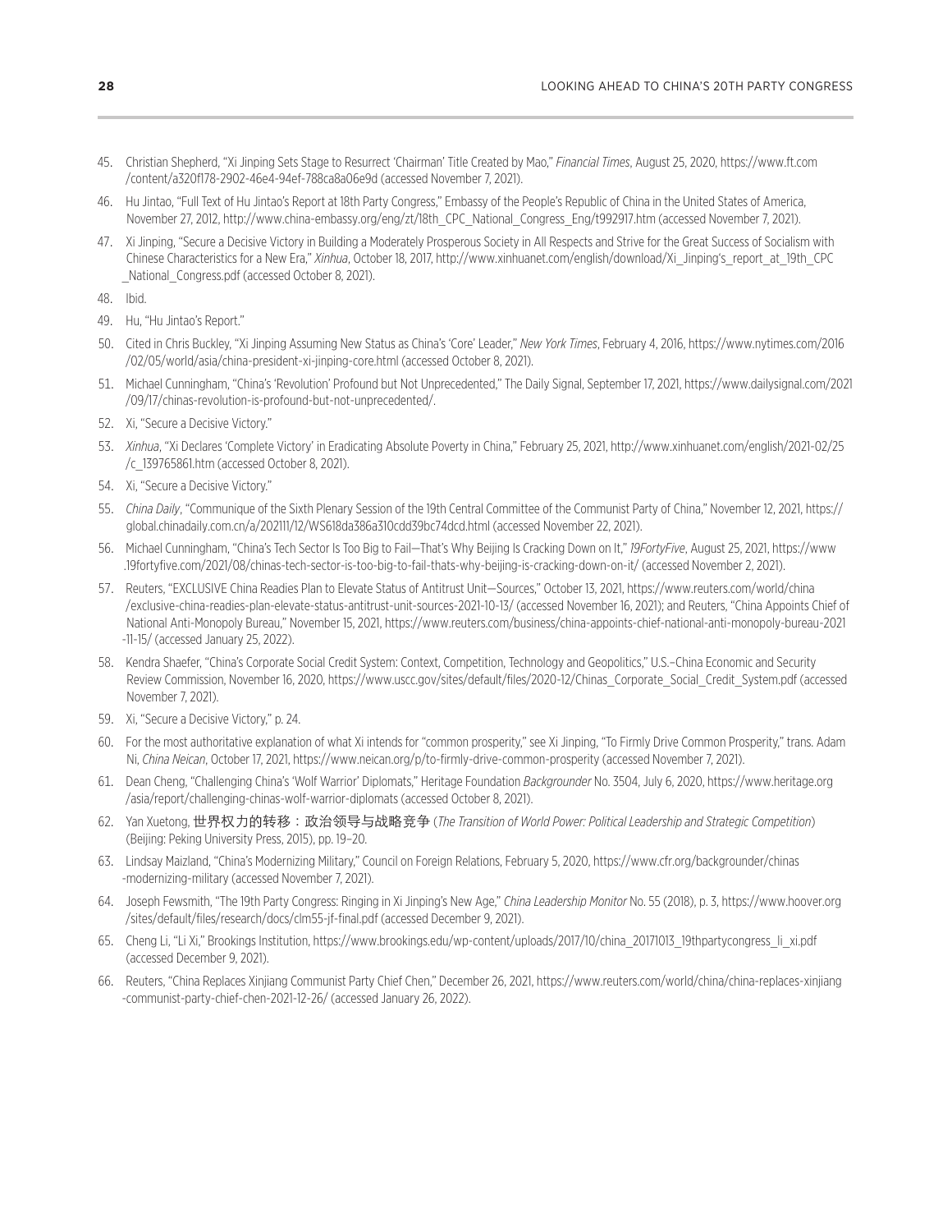45. Christian Shepherd, "Xi Jinping Sets Stage to Resurrect 'Chairman' Title Created by Mao," *Financial Times*, August 25, 2020, https://www.ft.com/content/a320f178-2902-46e4-94ef-788ca8a06e9d (accessed November 7, 2021).

46. Hu Jintao, "Full Text of Hu Jintao's Report at 18th Party Congress," Embassy of the People's Republic of China in the United States of America, November 27, 2012, http://www.china-embassy.org/eng/zt/18th_CPC_National_Congress_Eng/t992917.htm (accessed November 7, 2021).

47. Xi Jinping, "Secure a Decisive Victory in Building a Moderately Prosperous Society in All Respects and Strive for the Great Success of Socialism with Chinese Characteristics for a New Era," *Xinhua*, October 18, 2017, http://www.xinhuanet.com/english/download/Xi_Jinping's_report_at_19th_CPC_National_Congress.pdf (accessed October 8, 2021).

48. Ibid.

49. Hu, "Hu Jintao's Report."

50. Cited in Chris Buckley, "Xi Jinping Assuming New Status as China's 'Core' Leader," *New York Times*, February 4, 2016, https://www.nytimes.com/2016/02/05/world/asia/china-president-xi-jinping-core.html (accessed October 8, 2021).

51. Michael Cunningham, "China's 'Revolution' Profound but Not Unprecedented," The Daily Signal, September 17, 2021, https://www.dailysignal.com/2021/09/17/chinas-revolution-is-profound-but-not-unprecedented/.

52. Xi, "Secure a Decisive Victory."

53. *Xinhua*, "Xi Declares 'Complete Victory' in Eradicating Absolute Poverty in China," February 25, 2021, http://www.xinhuanet.com/english/2021-02/25/c_139765861.htm (accessed October 8, 2021).

54. Xi, "Secure a Decisive Victory."

55. *China Daily*, "Communique of the Sixth Plenary Session of the 19th Central Committee of the Communist Party of China," November 12, 2021, https://global.chinadaily.com.cn/a/202111/12/WS618da386a310cdd39bc74dcd.html (accessed November 22, 2021).

56. Michael Cunningham, "China's Tech Sector Is Too Big to Fail—That's Why Beijing Is Cracking Down on It," *19FortyFive*, August 25, 2021, https://www.19fortyfive.com/2021/08/chinas-tech-sector-is-too-big-to-fail-thats-why-beijing-is-cracking-down-on-it/ (accessed November 2, 2021).

57. Reuters, "EXCLUSIVE China Readies Plan to Elevate Status of Antitrust Unit—Sources," October 13, 2021, https://www.reuters.com/world/china/exclusive-china-readies-plan-elevate-status-antitrust-unit-sources-2021-10-13/ (accessed November 16, 2021); and Reuters, "China Appoints Chief of National Anti-Monopoly Bureau," November 15, 2021, https://www.reuters.com/business/china-appoints-chief-national-anti-monopoly-bureau-2021-11-15/ (accessed January 25, 2022).

58. Kendra Shaefer, "China's Corporate Social Credit System: Context, Competition, Technology and Geopolitics," U.S.–China Economic and Security Review Commission, November 16, 2020, https://www.uscc.gov/sites/default/files/2020-12/Chinas_Corporate_Social_Credit_System.pdf (accessed November 7, 2021).

59. Xi, "Secure a Decisive Victory," p. 24.

60. For the most authoritative explanation of what Xi intends for "common prosperity," see Xi Jinping, "To Firmly Drive Common Prosperity," trans. Adam Ni, *China Neican*, October 17, 2021, https://www.neican.org/p/to-firmly-drive-common-prosperity (accessed November 7, 2021).

61. Dean Cheng, "Challenging China's 'Wolf Warrior' Diplomats," Heritage Foundation *Backgrounder* No. 3504, July 6, 2020, https://www.heritage.org/asia/report/challenging-chinas-wolf-warrior-diplomats (accessed October 8, 2021).

62. Yan Xuetong, 世界权力的转移：政治领导与战略竞争 (*The Transition of World Power: Political Leadership and Strategic Competition*) (Beijing: Peking University Press, 2015), pp. 19–20.

63. Lindsay Maizland, "China's Modernizing Military," Council on Foreign Relations, February 5, 2020, https://www.cfr.org/backgrounder/chinas-modernizing-military (accessed November 7, 2021).

64. Joseph Fewsmith, "The 19th Party Congress: Ringing in Xi Jinping's New Age," *China Leadership Monitor* No. 55 (2018), p. 3, https://www.hoover.org/sites/default/files/research/docs/clm55-jf-final.pdf (accessed December 9, 2021).

65. Cheng Li, "Li Xi," Brookings Institution, https://www.brookings.edu/wp-content/uploads/2017/10/china_20171013_19thpartycongress_li_xi.pdf (accessed December 9, 2021).

66. Reuters, "China Replaces Xinjiang Communist Party Chief Chen," December 26, 2021, https://www.reuters.com/world/china/china-replaces-xinjiang-communist-party-chief-chen-2021-12-26/ (accessed January 26, 2022).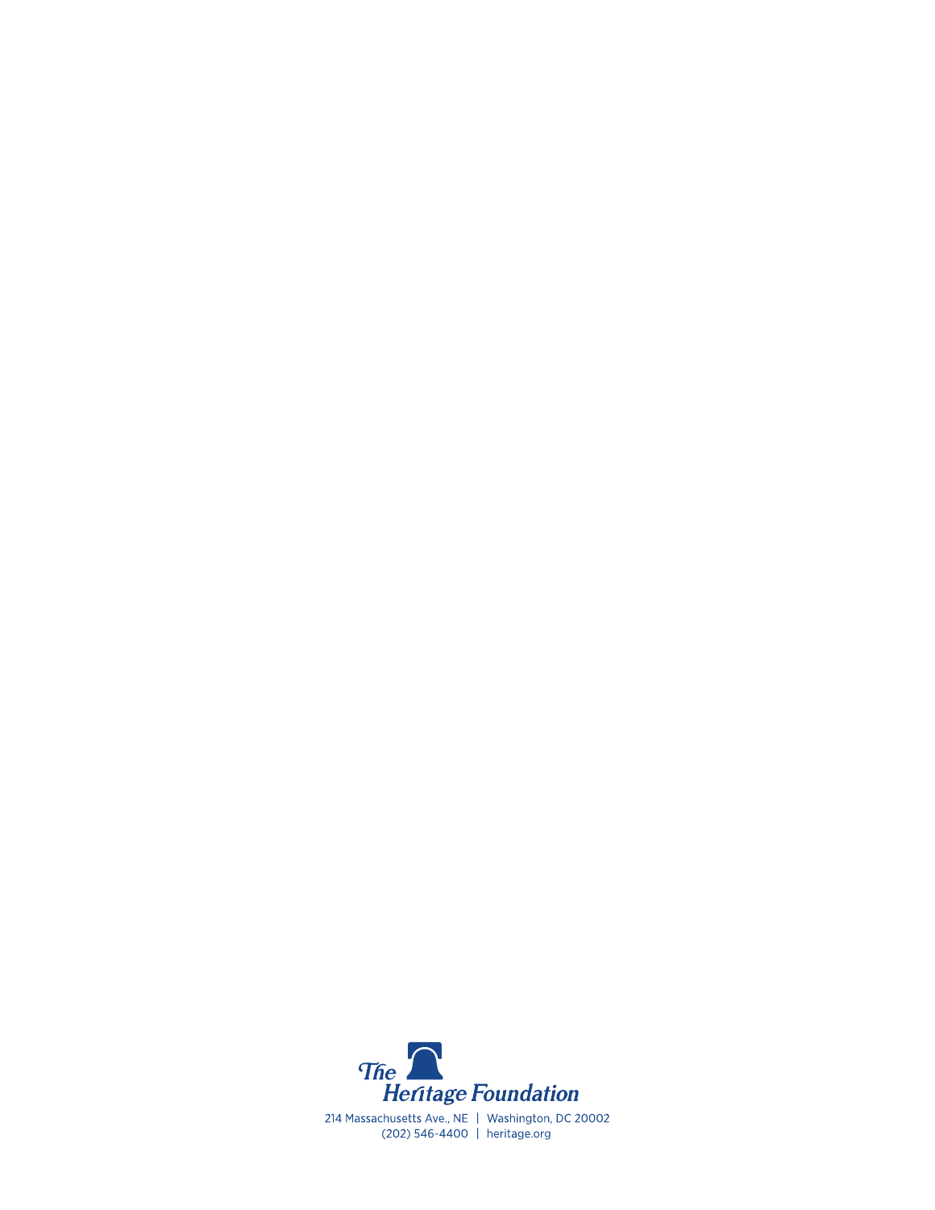The Heritage Foundation

214 Massachusetts Ave., NE | Washington, DC 20002
(202) 546-4400 | heritage.org